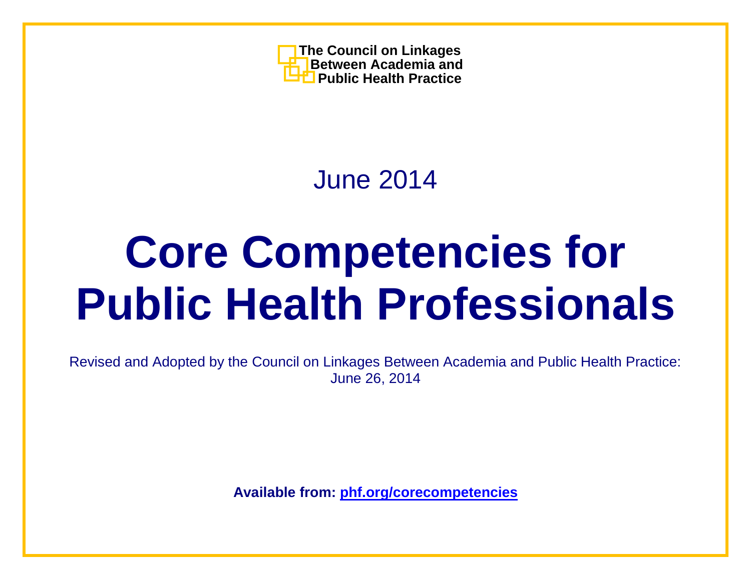**The Council on Linkages Between Academia and Public Health Practice**

June 2014

# Core Competencies for Public Health Professionals

Revised and Adopted by the Council on Linkages Between Academia and Public Health Practice: June 26, 2014

**Available from: [phf.org/corecompetencies](phf.org/corecompetencies)**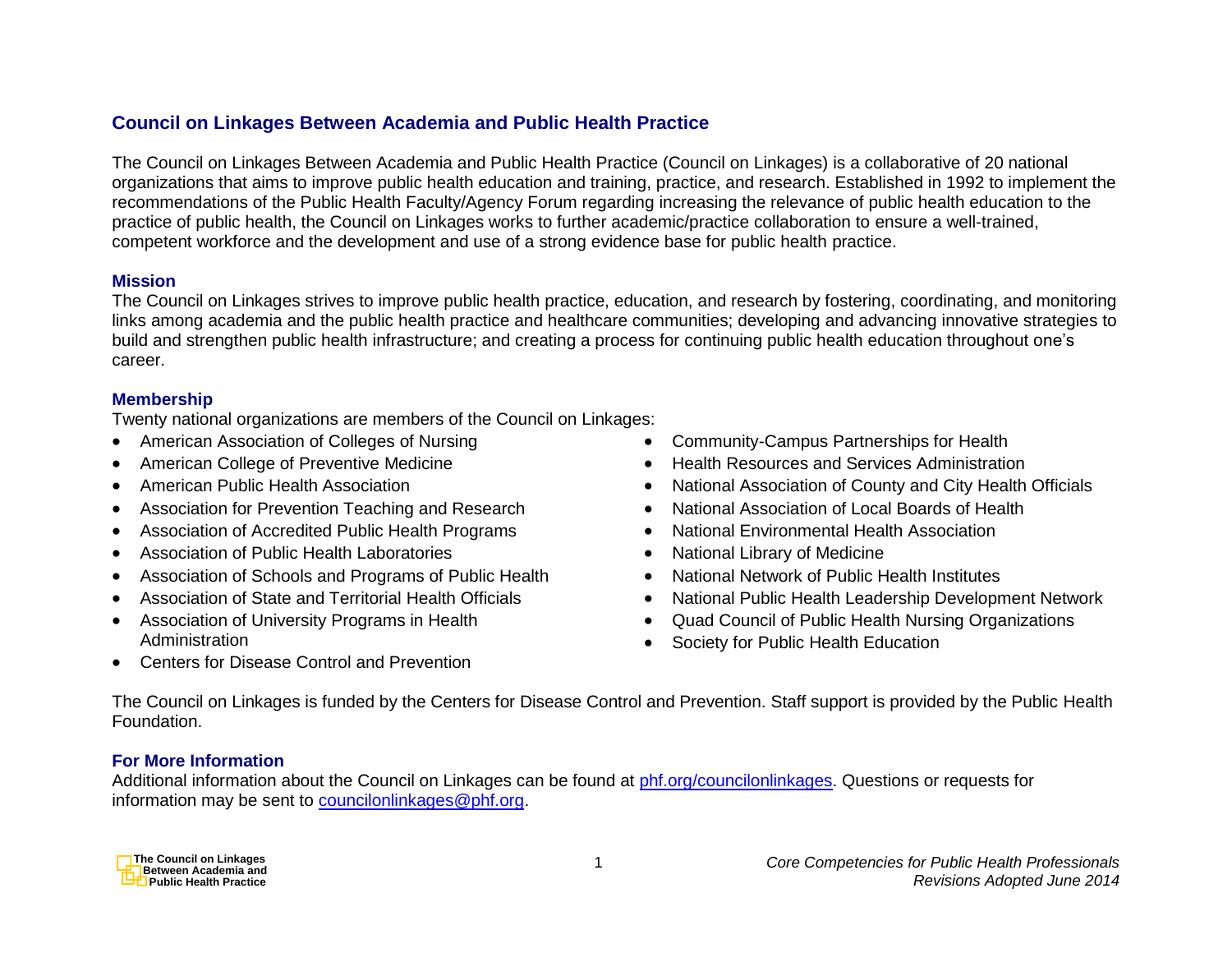## Council on Linkages Between Academia and Public Health Practice

The Council on Linkages Between Academia and Public Health Practice (Council on Linkages) is a collaborative of 20 national organizations that aims to improve public health education and training, practice, and research. Established in 1992 to implement the recommendations of the Public Health Faculty/Agency Forum regarding increasing the relevance of public health education to the practice of public health, the Council on Linkages works to further academic/practice collaboration to ensure a well-trained, competent workforce and the development and use of a strong evidence base for public health practice.

### Mission

The Council on Linkages strives to improve public health practice, education, and research by fostering, coordinating, and monitoring links among academia and the public health practice and healthcare communities; developing and advancing innovative strategies to build and strengthen public health infrastructure; and creating a process for continuing public health education throughout one's career.

### Membership

Twenty national organizations are members of the Council on Linkages:

- American Association of Colleges of Nursing
- American College of Preventive Medicine
- American Public Health Association
- Association for Prevention Teaching and Research
- Association of Accredited Public Health Programs
- Association of Public Health Laboratories
- Association of Schools and Programs of Public Health
- Association of State and Territorial Health Officials
- Association of University Programs in Health Administration
- Centers for Disease Control and Prevention
- Community-Campus Partnerships for Health
- Health Resources and Services Administration
- National Association of County and City Health Officials
- National Association of Local Boards of Health
- National Environmental Health Association
- National Library of Medicine
- National Network of Public Health Institutes
- National Public Health Leadership Development Network
- Quad Council of Public Health Nursing Organizations
- Society for Public Health Education

The Council on Linkages is funded by the Centers for Disease Control and Prevention. Staff support is provided by the Public Health Foundation.

### For More Information

Additional information about the Council on Linkages can be found at phf.org/councilonlinkages. Questions or requests for information may be sent to councilonlinkages@phf.org.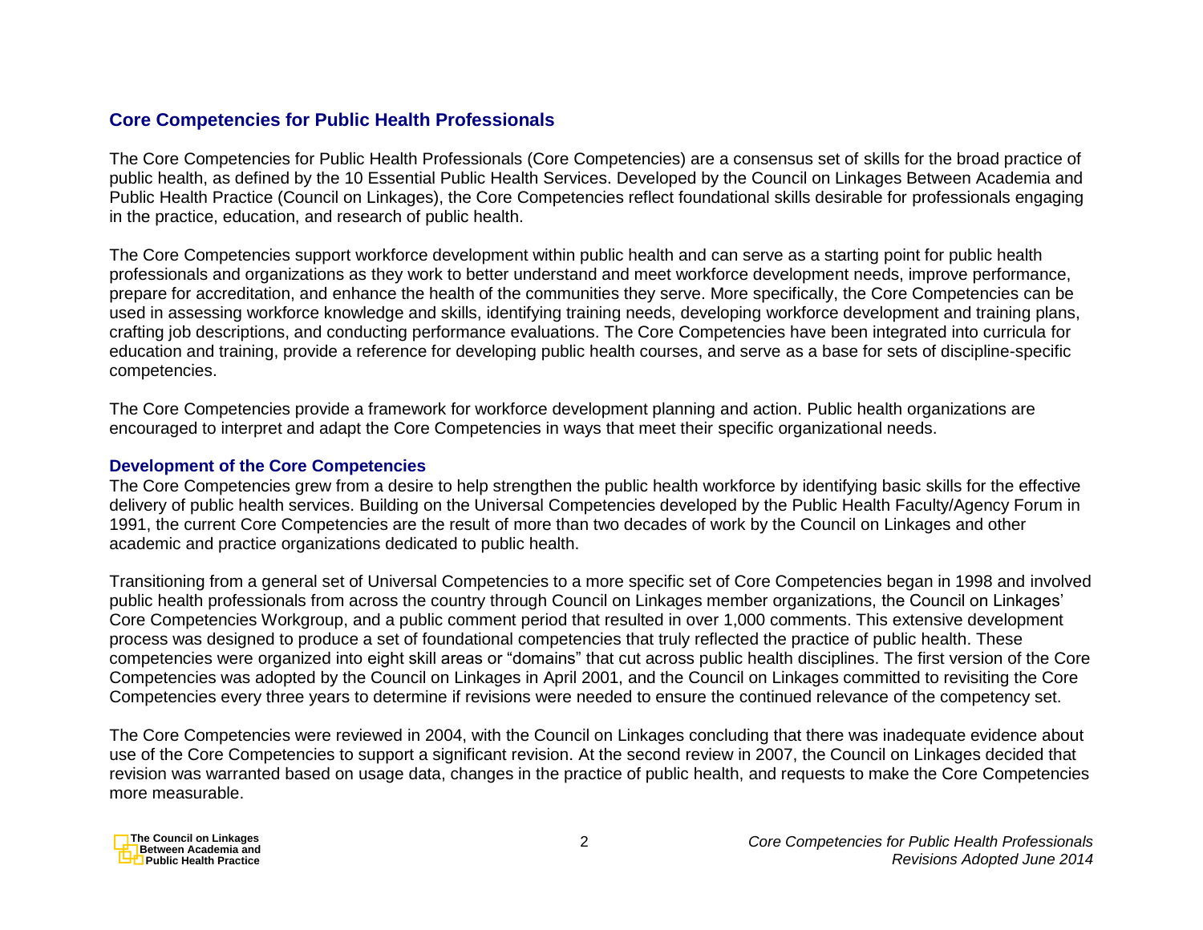## Core Competencies for Public Health Professionals

The Core Competencies for Public Health Professionals (Core Competencies) are a consensus set of skills for the broad practice of public health, as defined by the 10 Essential Public Health Services. Developed by the Council on Linkages Between Academia and Public Health Practice (Council on Linkages), the Core Competencies reflect foundational skills desirable for professionals engaging in the practice, education, and research of public health.

The Core Competencies support workforce development within public health and can serve as a starting point for public health professionals and organizations as they work to better understand and meet workforce development needs, improve performance, prepare for accreditation, and enhance the health of the communities they serve. More specifically, the Core Competencies can be used in assessing workforce knowledge and skills, identifying training needs, developing workforce development and training plans, crafting job descriptions, and conducting performance evaluations. The Core Competencies have been integrated into curricula for education and training, provide a reference for developing public health courses, and serve as a base for sets of discipline-specific competencies.

The Core Competencies provide a framework for workforce development planning and action. Public health organizations are encouraged to interpret and adapt the Core Competencies in ways that meet their specific organizational needs.

### Development of the Core Competencies

The Core Competencies grew from a desire to help strengthen the public health workforce by identifying basic skills for the effective delivery of public health services. Building on the Universal Competencies developed by the Public Health Faculty/Agency Forum in 1991, the current Core Competencies are the result of more than two decades of work by the Council on Linkages and other academic and practice organizations dedicated to public health.

Transitioning from a general set of Universal Competencies to a more specific set of Core Competencies began in 1998 and involved public health professionals from across the country through Council on Linkages member organizations, the Council on Linkages' Core Competencies Workgroup, and a public comment period that resulted in over 1,000 comments. This extensive development process was designed to produce a set of foundational competencies that truly reflected the practice of public health. These competencies were organized into eight skill areas or "domains" that cut across public health disciplines. The first version of the Core Competencies was adopted by the Council on Linkages in April 2001, and the Council on Linkages committed to revisiting the Core Competencies every three years to determine if revisions were needed to ensure the continued relevance of the competency set.

The Core Competencies were reviewed in 2004, with the Council on Linkages concluding that there was inadequate evidence about use of the Core Competencies to support a significant revision. At the second review in 2007, the Council on Linkages decided that revision was warranted based on usage data, changes in the practice of public health, and requests to make the Core Competencies more measurable.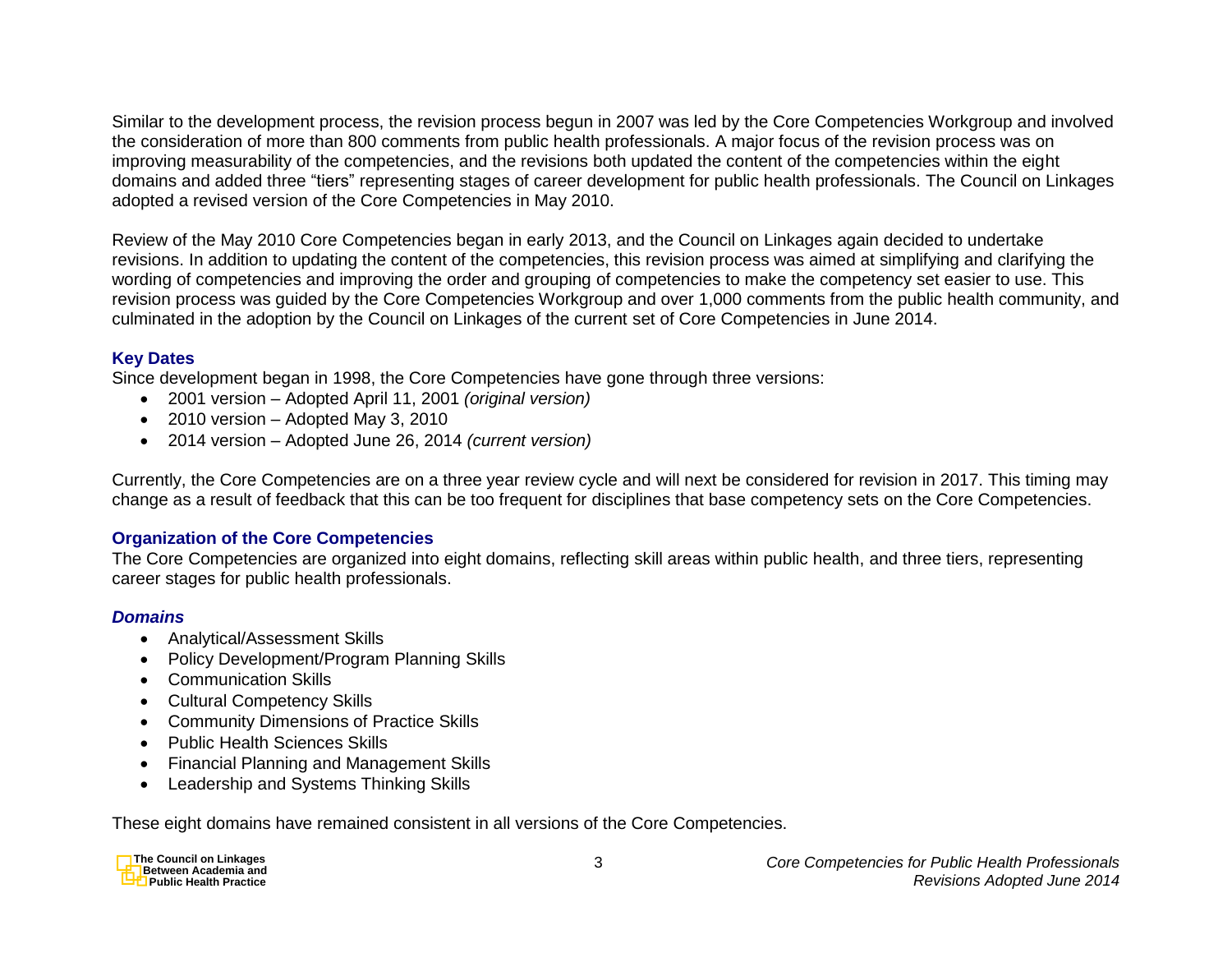Similar to the development process, the revision process begun in 2007 was led by the Core Competencies Workgroup and involved the consideration of more than 800 comments from public health professionals. A major focus of the revision process was on improving measurability of the competencies, and the revisions both updated the content of the competencies within the eight domains and added three "tiers" representing stages of career development for public health professionals. The Council on Linkages adopted a revised version of the Core Competencies in May 2010.

Review of the May 2010 Core Competencies began in early 2013, and the Council on Linkages again decided to undertake revisions. In addition to updating the content of the competencies, this revision process was aimed at simplifying and clarifying the wording of competencies and improving the order and grouping of competencies to make the competency set easier to use. This revision process was guided by the Core Competencies Workgroup and over 1,000 comments from the public health community, and culminated in the adoption by the Council on Linkages of the current set of Core Competencies in June 2014.

## Key Dates

Since development began in 1998, the Core Competencies have gone through three versions:

- 2001 version – Adopted April 11, 2001 *(original version)*
- 2010 version – Adopted May 3, 2010
- 2014 version – Adopted June 26, 2014 *(current version)*

Currently, the Core Competencies are on a three year review cycle and will next be considered for revision in 2017. This timing may change as a result of feedback that this can be too frequent for disciplines that base competency sets on the Core Competencies.

## Organization of the Core Competencies

The Core Competencies are organized into eight domains, reflecting skill areas within public health, and three tiers, representing career stages for public health professionals.

### *Domains*

- Analytical/Assessment Skills
- Policy Development/Program Planning Skills
- Communication Skills
- Cultural Competency Skills
- Community Dimensions of Practice Skills
- Public Health Sciences Skills
- Financial Planning and Management Skills
- Leadership and Systems Thinking Skills

These eight domains have remained consistent in all versions of the Core Competencies.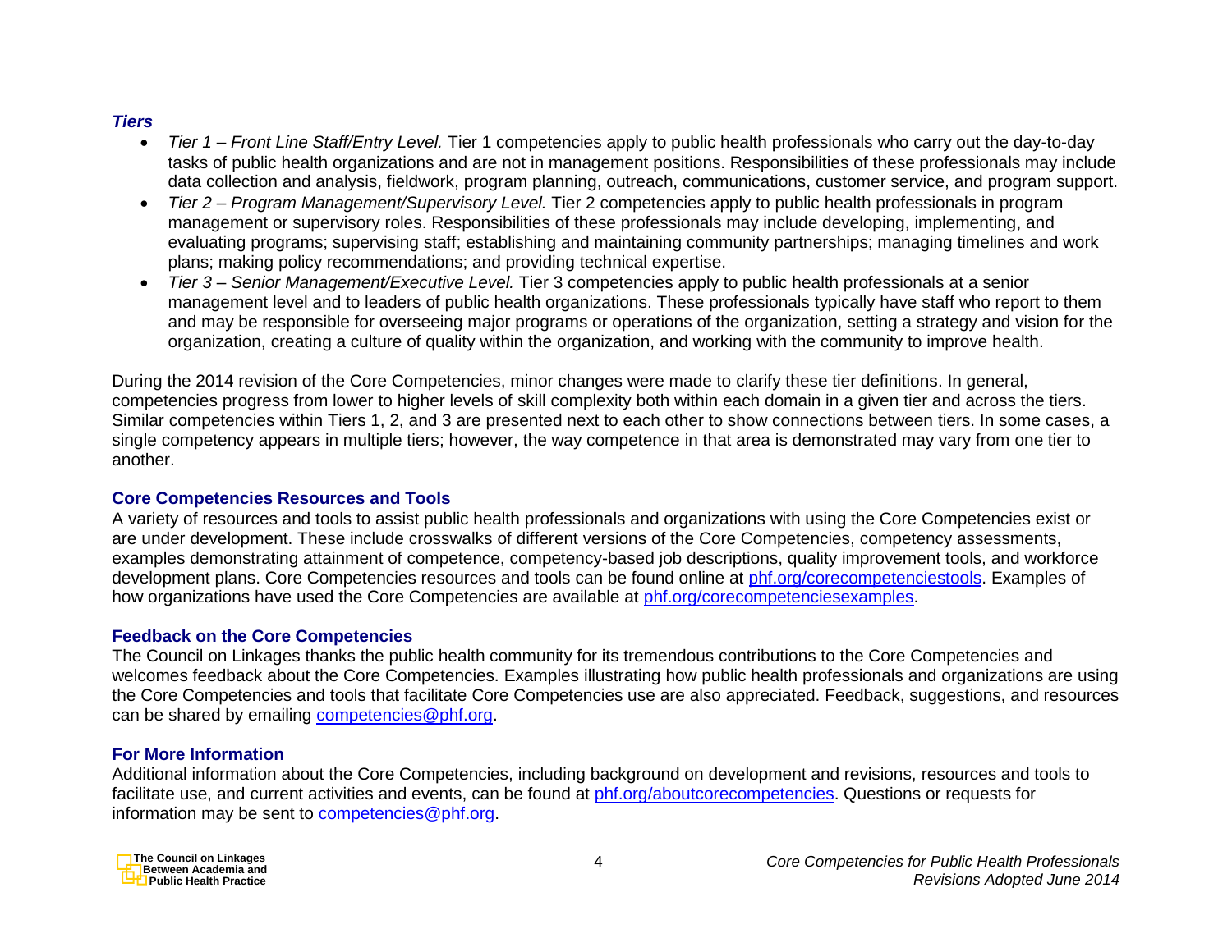### *Tiers*

- *Tier 1 – Front Line Staff/Entry Level.* Tier 1 competencies apply to public health professionals who carry out the day-to-day tasks of public health organizations and are not in management positions. Responsibilities of these professionals may include data collection and analysis, fieldwork, program planning, outreach, communications, customer service, and program support.
- *Tier 2 – Program Management/Supervisory Level.* Tier 2 competencies apply to public health professionals in program management or supervisory roles. Responsibilities of these professionals may include developing, implementing, and evaluating programs; supervising staff; establishing and maintaining community partnerships; managing timelines and work plans; making policy recommendations; and providing technical expertise.
- *Tier 3 – Senior Management/Executive Level.* Tier 3 competencies apply to public health professionals at a senior management level and to leaders of public health organizations. These professionals typically have staff who report to them and may be responsible for overseeing major programs or operations of the organization, setting a strategy and vision for the organization, creating a culture of quality within the organization, and working with the community to improve health.

During the 2014 revision of the Core Competencies, minor changes were made to clarify these tier definitions. In general, competencies progress from lower to higher levels of skill complexity both within each domain in a given tier and across the tiers. Similar competencies within Tiers 1, 2, and 3 are presented next to each other to show connections between tiers. In some cases, a single competency appears in multiple tiers; however, the way competence in that area is demonstrated may vary from one tier to another.

### Core Competencies Resources and Tools

A variety of resources and tools to assist public health professionals and organizations with using the Core Competencies exist or are under development. These include crosswalks of different versions of the Core Competencies, competency assessments, examples demonstrating attainment of competence, competency-based job descriptions, quality improvement tools, and workforce development plans. Core Competencies resources and tools can be found online at phf.org/corecompetenciestools. Examples of how organizations have used the Core Competencies are available at phf.org/corecompetenciesexamples.

### Feedback on the Core Competencies

The Council on Linkages thanks the public health community for its tremendous contributions to the Core Competencies and welcomes feedback about the Core Competencies. Examples illustrating how public health professionals and organizations are using the Core Competencies and tools that facilitate Core Competencies use are also appreciated. Feedback, suggestions, and resources can be shared by emailing competencies@phf.org.

### For More Information

Additional information about the Core Competencies, including background on development and revisions, resources and tools to facilitate use, and current activities and events, can be found at phf.org/aboutcorecompetencies. Questions or requests for information may be sent to competencies@phf.org.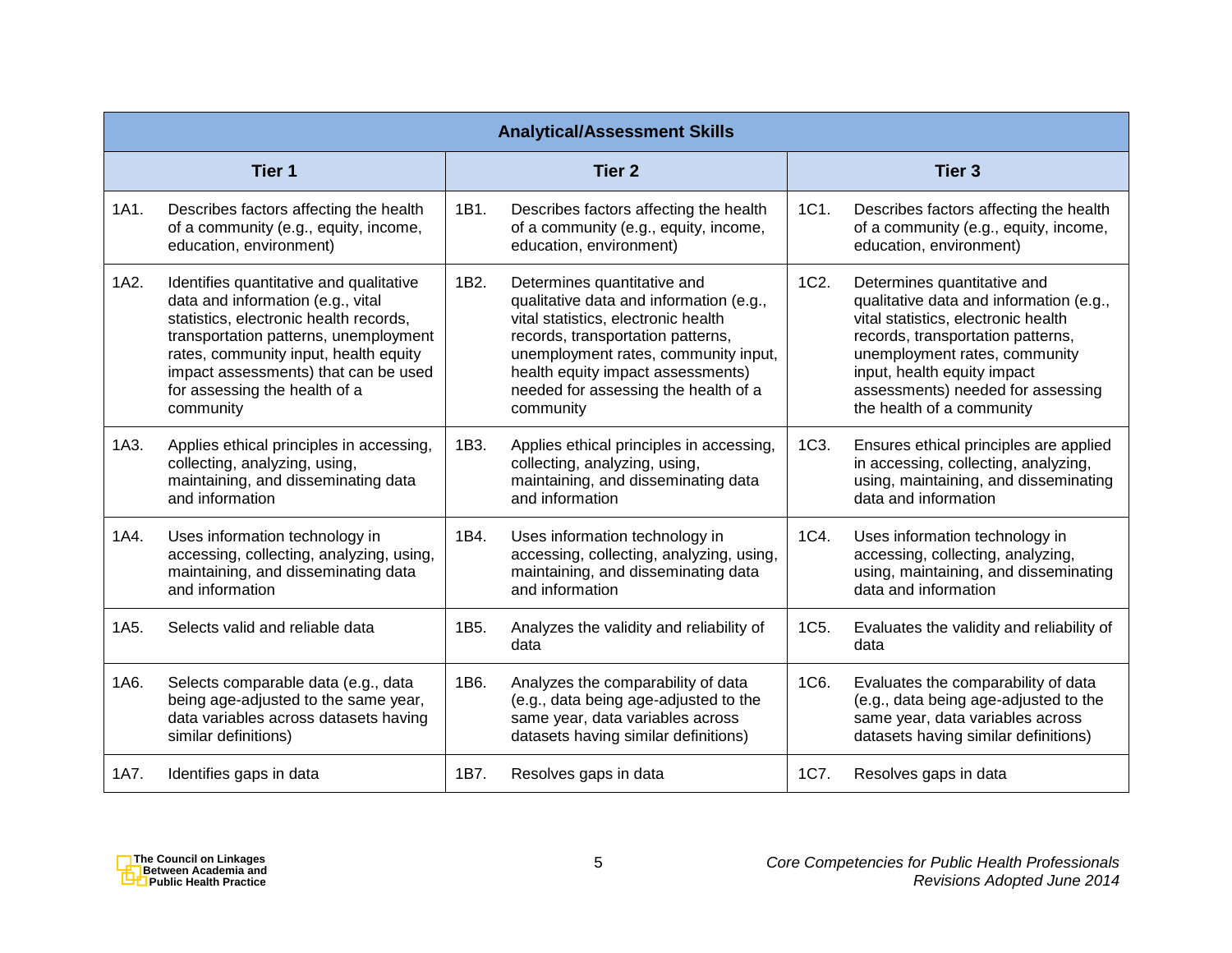| Analytical/Assessment Skills | | |
|---|---|---|
| **Tier 1** | **Tier 2** | **Tier 3** |
| 1A1. Describes factors affecting the health of a community (e.g., equity, income, education, environment) | 1B1. Describes factors affecting the health of a community (e.g., equity, income, education, environment) | 1C1. Describes factors affecting the health of a community (e.g., equity, income, education, environment) |
| 1A2. Identifies quantitative and qualitative data and information (e.g., vital statistics, electronic health records, transportation patterns, unemployment rates, community input, health equity impact assessments) that can be used for assessing the health of a community | 1B2. Determines quantitative and qualitative data and information (e.g., vital statistics, electronic health records, transportation patterns, unemployment rates, community input, health equity impact assessments) needed for assessing the health of a community | 1C2. Determines quantitative and qualitative data and information (e.g., vital statistics, electronic health records, transportation patterns, unemployment rates, community input, health equity impact assessments) needed for assessing the health of a community |
| 1A3. Applies ethical principles in accessing, collecting, analyzing, using, maintaining, and disseminating data and information | 1B3. Applies ethical principles in accessing, collecting, analyzing, using, maintaining, and disseminating data and information | 1C3. Ensures ethical principles are applied in accessing, collecting, analyzing, using, maintaining, and disseminating data and information |
| 1A4. Uses information technology in accessing, collecting, analyzing, using, maintaining, and disseminating data and information | 1B4. Uses information technology in accessing, collecting, analyzing, using, maintaining, and disseminating data and information | 1C4. Uses information technology in accessing, collecting, analyzing, using, maintaining, and disseminating data and information |
| 1A5. Selects valid and reliable data | 1B5. Analyzes the validity and reliability of data | 1C5. Evaluates the validity and reliability of data |
| 1A6. Selects comparable data (e.g., data being age-adjusted to the same year, data variables across datasets having similar definitions) | 1B6. Analyzes the comparability of data (e.g., data being age-adjusted to the same year, data variables across datasets having similar definitions) | 1C6. Evaluates the comparability of data (e.g., data being age-adjusted to the same year, data variables across datasets having similar definitions) |
| 1A7. Identifies gaps in data | 1B7. Resolves gaps in data | 1C7. Resolves gaps in data |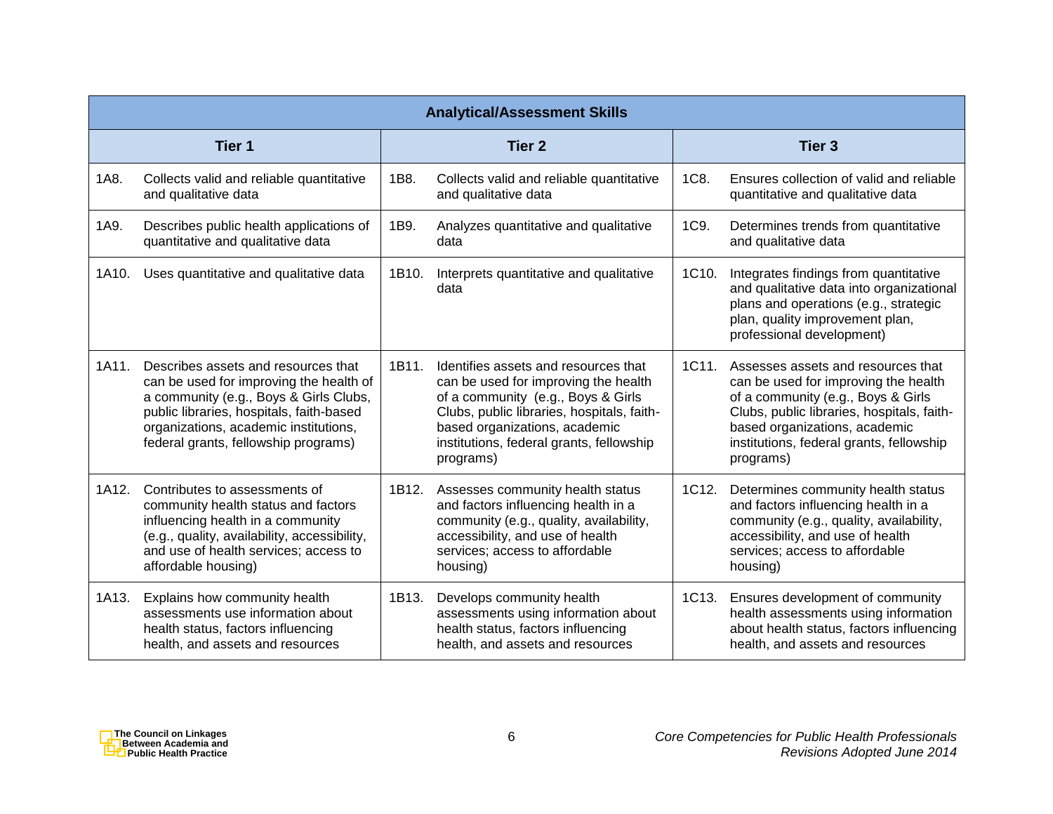| Analytical/Assessment Skills | | |
|---|---|---|
| **Tier 1** | **Tier 2** | **Tier 3** |
| 1A8. Collects valid and reliable quantitative and qualitative data | 1B8. Collects valid and reliable quantitative and qualitative data | 1C8. Ensures collection of valid and reliable quantitative and qualitative data |
| 1A9. Describes public health applications of quantitative and qualitative data | 1B9. Analyzes quantitative and qualitative data | 1C9. Determines trends from quantitative and qualitative data |
| 1A10. Uses quantitative and qualitative data | 1B10. Interprets quantitative and qualitative data | 1C10. Integrates findings from quantitative and qualitative data into organizational plans and operations (e.g., strategic plan, quality improvement plan, professional development) |
| 1A11. Describes assets and resources that can be used for improving the health of a community (e.g., Boys & Girls Clubs, public libraries, hospitals, faith-based organizations, academic institutions, federal grants, fellowship programs) | 1B11. Identifies assets and resources that can be used for improving the health of a community (e.g., Boys & Girls Clubs, public libraries, hospitals, faith-based organizations, academic institutions, federal grants, fellowship programs) | 1C11. Assesses assets and resources that can be used for improving the health of a community (e.g., Boys & Girls Clubs, public libraries, hospitals, faith-based organizations, academic institutions, federal grants, fellowship programs) |
| 1A12. Contributes to assessments of community health status and factors influencing health in a community (e.g., quality, availability, accessibility, and use of health services; access to affordable housing) | 1B12. Assesses community health status and factors influencing health in a community (e.g., quality, availability, accessibility, and use of health services; access to affordable housing) | 1C12. Determines community health status and factors influencing health in a community (e.g., quality, availability, accessibility, and use of health services; access to affordable housing) |
| 1A13. Explains how community health assessments use information about health status, factors influencing health, and assets and resources | 1B13. Develops community health assessments using information about health status, factors influencing health, and assets and resources | 1C13. Ensures development of community health assessments using information about health status, factors influencing health, and assets and resources |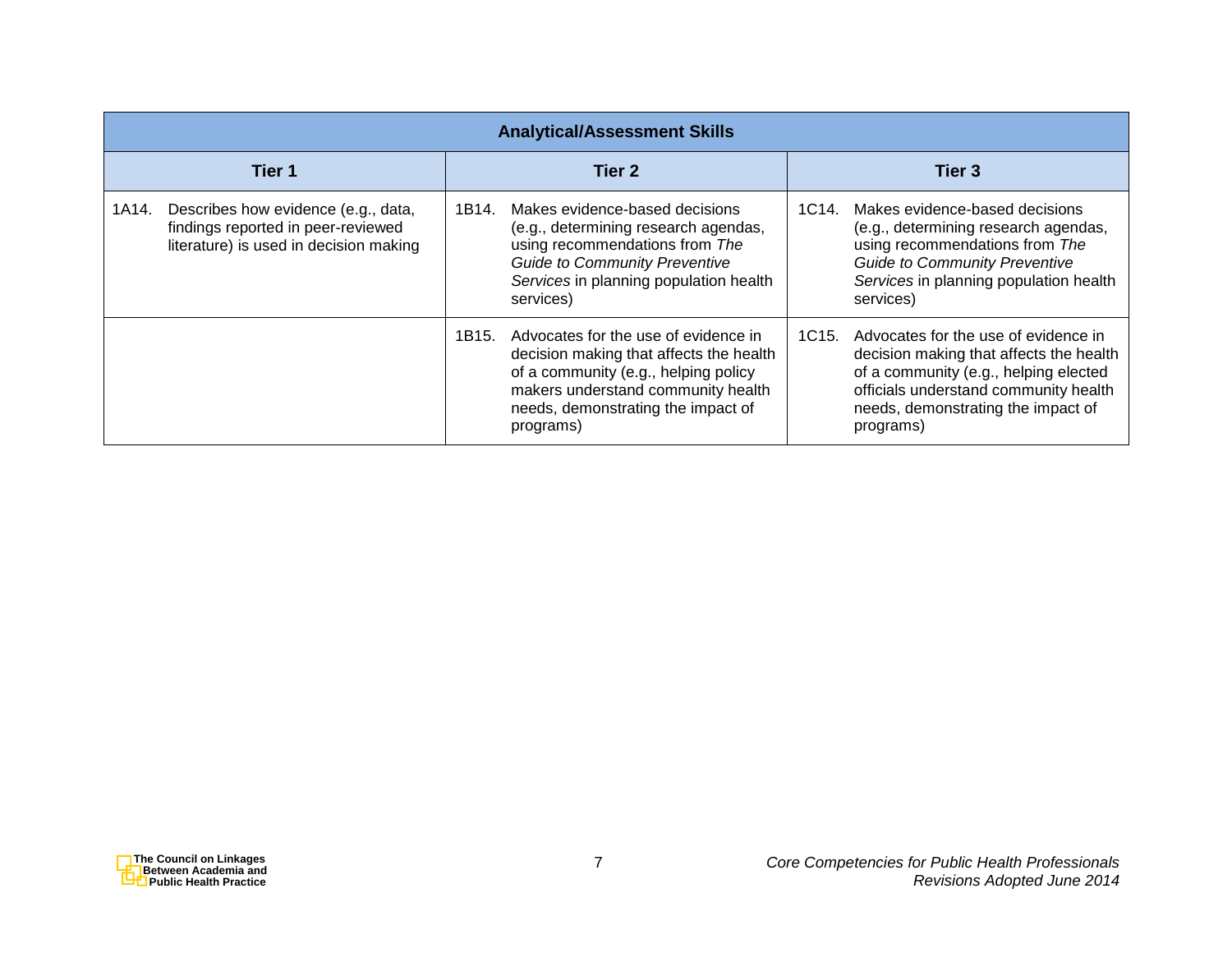| Analytical/Assessment Skills | | |
|---|---|---|
| **Tier 1** | **Tier 2** | **Tier 3** |
| 1A14. Describes how evidence (e.g., data, findings reported in peer-reviewed literature) is used in decision making | 1B14. Makes evidence-based decisions (e.g., determining research agendas, using recommendations from *The Guide to Community Preventive Services* in planning population health services) | 1C14. Makes evidence-based decisions (e.g., determining research agendas, using recommendations from *The Guide to Community Preventive Services* in planning population health services) |
| | 1B15. Advocates for the use of evidence in decision making that affects the health of a community (e.g., helping policy makers understand community health needs, demonstrating the impact of programs) | 1C15. Advocates for the use of evidence in decision making that affects the health of a community (e.g., helping elected officials understand community health needs, demonstrating the impact of programs) |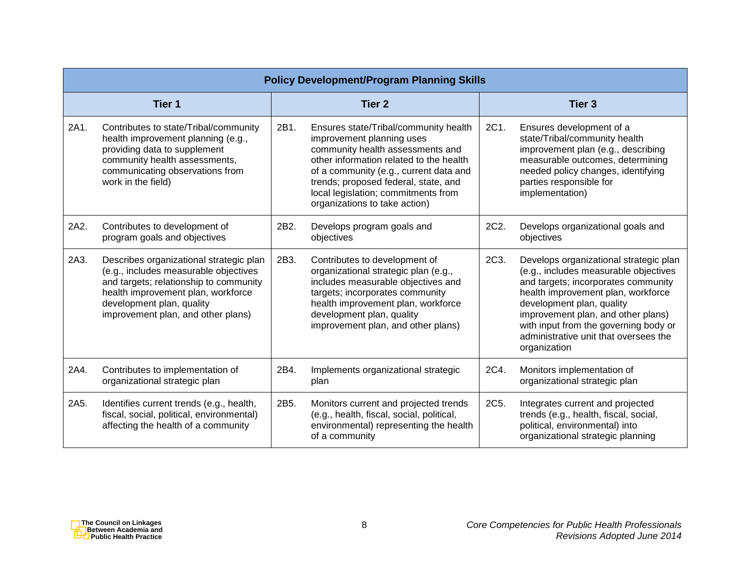| Policy Development/Program Planning Skills | | |
|---|---|---|
| **Tier 1** | **Tier 2** | **Tier 3** |
| 2A1. Contributes to state/Tribal/community health improvement planning (e.g., providing data to supplement community health assessments, communicating observations from work in the field) | 2B1. Ensures state/Tribal/community health improvement planning uses community health assessments and other information related to the health of a community (e.g., current data and trends; proposed federal, state, and local legislation; commitments from organizations to take action) | 2C1. Ensures development of a state/Tribal/community health improvement plan (e.g., describing measurable outcomes, determining needed policy changes, identifying parties responsible for implementation) |
| 2A2. Contributes to development of program goals and objectives | 2B2. Develops program goals and objectives | 2C2. Develops organizational goals and objectives |
| 2A3. Describes organizational strategic plan (e.g., includes measurable objectives and targets; relationship to community health improvement plan, workforce development plan, quality improvement plan, and other plans) | 2B3. Contributes to development of organizational strategic plan (e.g., includes measurable objectives and targets; incorporates community health improvement plan, workforce development plan, quality improvement plan, and other plans) | 2C3. Develops organizational strategic plan (e.g., includes measurable objectives and targets; incorporates community health improvement plan, workforce development plan, quality improvement plan, and other plans) with input from the governing body or administrative unit that oversees the organization |
| 2A4. Contributes to implementation of organizational strategic plan | 2B4. Implements organizational strategic plan | 2C4. Monitors implementation of organizational strategic plan |
| 2A5. Identifies current trends (e.g., health, fiscal, social, political, environmental) affecting the health of a community | 2B5. Monitors current and projected trends (e.g., health, fiscal, social, political, environmental) representing the health of a community | 2C5. Integrates current and projected trends (e.g., health, fiscal, social, political, environmental) into organizational strategic planning |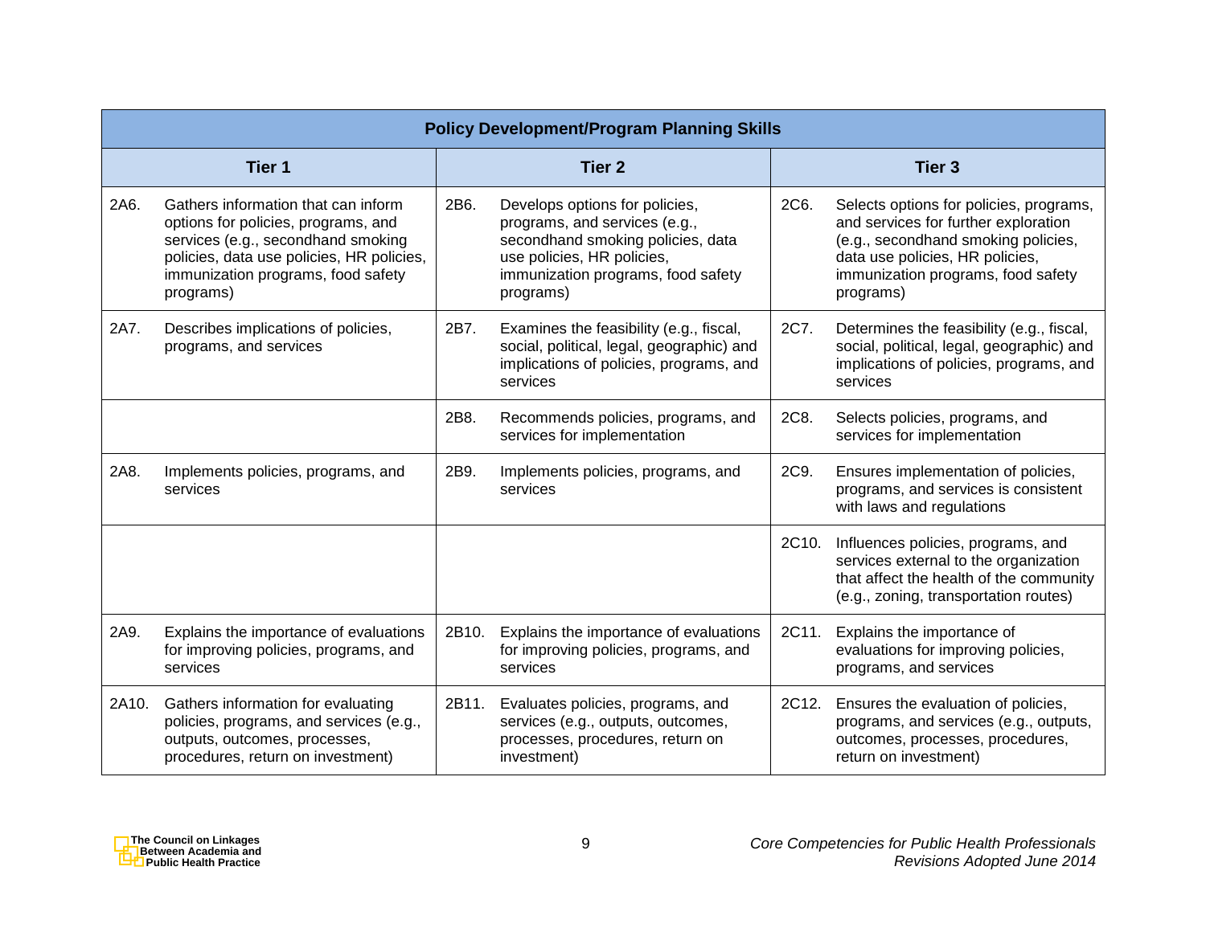| Policy Development/Program Planning Skills | | |
|---|---|---|
| **Tier 1** | **Tier 2** | **Tier 3** |
| 2A6. Gathers information that can inform options for policies, programs, and services (e.g., secondhand smoking policies, data use policies, HR policies, immunization programs, food safety programs) | 2B6. Develops options for policies, programs, and services (e.g., secondhand smoking policies, data use policies, HR policies, immunization programs, food safety programs) | 2C6. Selects options for policies, programs, and services for further exploration (e.g., secondhand smoking policies, data use policies, HR policies, immunization programs, food safety programs) |
| 2A7. Describes implications of policies, programs, and services | 2B7. Examines the feasibility (e.g., fiscal, social, political, legal, geographic) and implications of policies, programs, and services | 2C7. Determines the feasibility (e.g., fiscal, social, political, legal, geographic) and implications of policies, programs, and services |
| | 2B8. Recommends policies, programs, and services for implementation | 2C8. Selects policies, programs, and services for implementation |
| 2A8. Implements policies, programs, and services | 2B9. Implements policies, programs, and services | 2C9. Ensures implementation of policies, programs, and services is consistent with laws and regulations |
| | | 2C10. Influences policies, programs, and services external to the organization that affect the health of the community (e.g., zoning, transportation routes) |
| 2A9. Explains the importance of evaluations for improving policies, programs, and services | 2B10. Explains the importance of evaluations for improving policies, programs, and services | 2C11. Explains the importance of evaluations for improving policies, programs, and services |
| 2A10. Gathers information for evaluating policies, programs, and services (e.g., outputs, outcomes, processes, procedures, return on investment) | 2B11. Evaluates policies, programs, and services (e.g., outputs, outcomes, processes, procedures, return on investment) | 2C12. Ensures the evaluation of policies, programs, and services (e.g., outputs, outcomes, processes, procedures, return on investment) |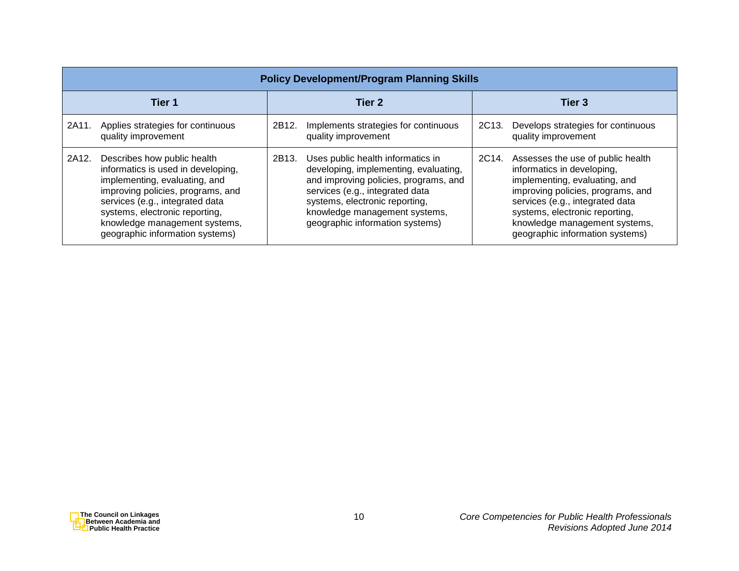| Policy Development/Program Planning Skills | | |
|---|---|---|
| **Tier 1** | **Tier 2** | **Tier 3** |
| 2A11. Applies strategies for continuous quality improvement | 2B12. Implements strategies for continuous quality improvement | 2C13. Develops strategies for continuous quality improvement |
| 2A12. Describes how public health informatics is used in developing, implementing, evaluating, and improving policies, programs, and services (e.g., integrated data systems, electronic reporting, knowledge management systems, geographic information systems) | 2B13. Uses public health informatics in developing, implementing, evaluating, and improving policies, programs, and services (e.g., integrated data systems, electronic reporting, knowledge management systems, geographic information systems) | 2C14. Assesses the use of public health informatics in developing, implementing, evaluating, and improving policies, programs, and services (e.g., integrated data systems, electronic reporting, knowledge management systems, geographic information systems) |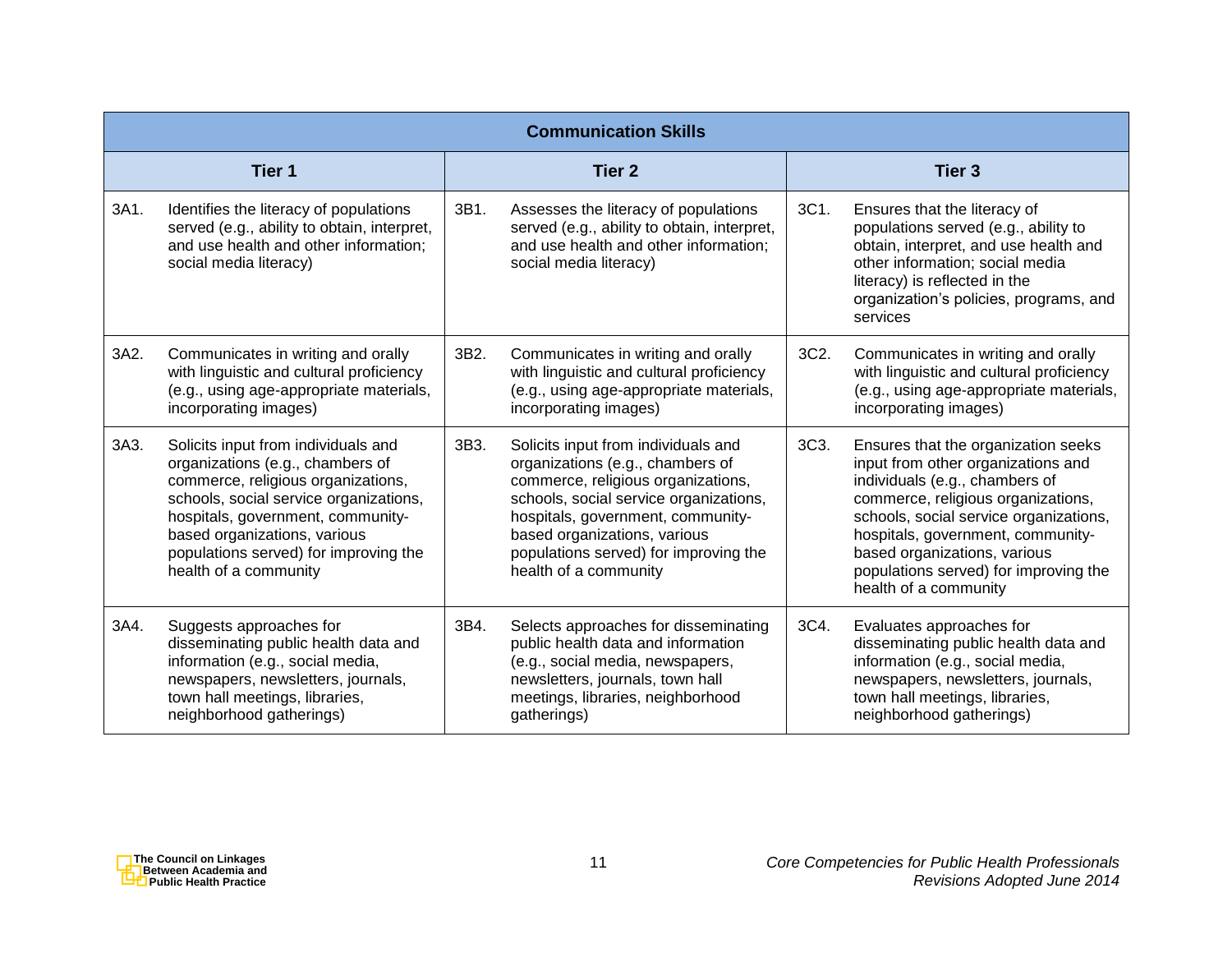| Communication Skills | | |
|---|---|---|
| **Tier 1** | **Tier 2** | **Tier 3** |
| 3A1. Identifies the literacy of populations served (e.g., ability to obtain, interpret, and use health and other information; social media literacy) | 3B1. Assesses the literacy of populations served (e.g., ability to obtain, interpret, and use health and other information; social media literacy) | 3C1. Ensures that the literacy of populations served (e.g., ability to obtain, interpret, and use health and other information; social media literacy) is reflected in the organization's policies, programs, and services |
| 3A2. Communicates in writing and orally with linguistic and cultural proficiency (e.g., using age-appropriate materials, incorporating images) | 3B2. Communicates in writing and orally with linguistic and cultural proficiency (e.g., using age-appropriate materials, incorporating images) | 3C2. Communicates in writing and orally with linguistic and cultural proficiency (e.g., using age-appropriate materials, incorporating images) |
| 3A3. Solicits input from individuals and organizations (e.g., chambers of commerce, religious organizations, schools, social service organizations, hospitals, government, community-based organizations, various populations served) for improving the health of a community | 3B3. Solicits input from individuals and organizations (e.g., chambers of commerce, religious organizations, schools, social service organizations, hospitals, government, community-based organizations, various populations served) for improving the health of a community | 3C3. Ensures that the organization seeks input from other organizations and individuals (e.g., chambers of commerce, religious organizations, schools, social service organizations, hospitals, government, community-based organizations, various populations served) for improving the health of a community |
| 3A4. Suggests approaches for disseminating public health data and information (e.g., social media, newspapers, newsletters, journals, town hall meetings, libraries, neighborhood gatherings) | 3B4. Selects approaches for disseminating public health data and information (e.g., social media, newspapers, newsletters, journals, town hall meetings, libraries, neighborhood gatherings) | 3C4. Evaluates approaches for disseminating public health data and information (e.g., social media, newspapers, newsletters, journals, town hall meetings, libraries, neighborhood gatherings) |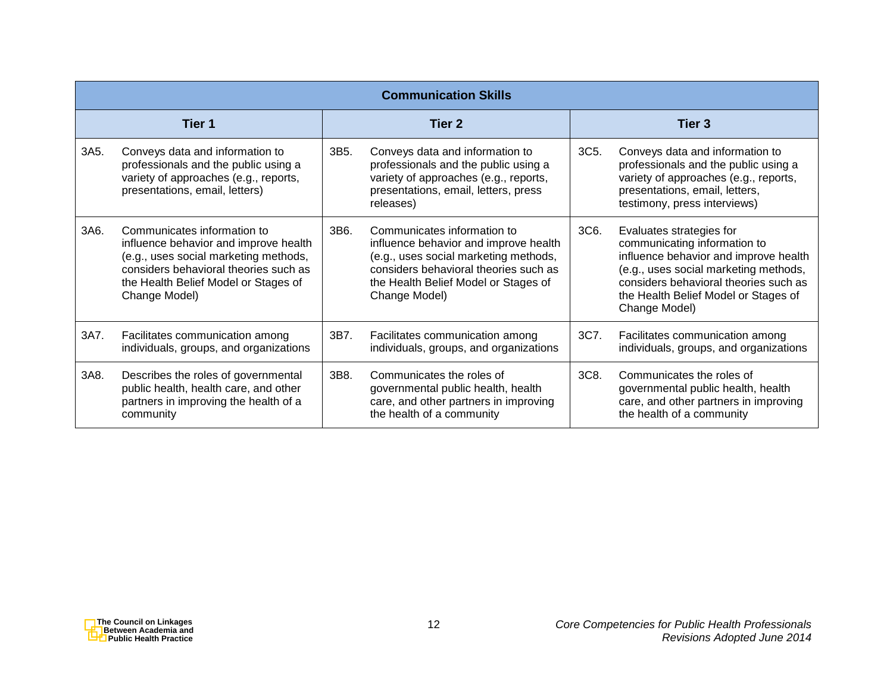| Communication Skills | | |
|---|---|---|
| **Tier 1** | **Tier 2** | **Tier 3** |
| 3A5. Conveys data and information to professionals and the public using a variety of approaches (e.g., reports, presentations, email, letters) | 3B5. Conveys data and information to professionals and the public using a variety of approaches (e.g., reports, presentations, email, letters, press releases) | 3C5. Conveys data and information to professionals and the public using a variety of approaches (e.g., reports, presentations, email, letters, testimony, press interviews) |
| 3A6. Communicates information to influence behavior and improve health (e.g., uses social marketing methods, considers behavioral theories such as the Health Belief Model or Stages of Change Model) | 3B6. Communicates information to influence behavior and improve health (e.g., uses social marketing methods, considers behavioral theories such as the Health Belief Model or Stages of Change Model) | 3C6. Evaluates strategies for communicating information to influence behavior and improve health (e.g., uses social marketing methods, considers behavioral theories such as the Health Belief Model or Stages of Change Model) |
| 3A7. Facilitates communication among individuals, groups, and organizations | 3B7. Facilitates communication among individuals, groups, and organizations | 3C7. Facilitates communication among individuals, groups, and organizations |
| 3A8. Describes the roles of governmental public health, health care, and other partners in improving the health of a community | 3B8. Communicates the roles of governmental public health, health care, and other partners in improving the health of a community | 3C8. Communicates the roles of governmental public health, health care, and other partners in improving the health of a community |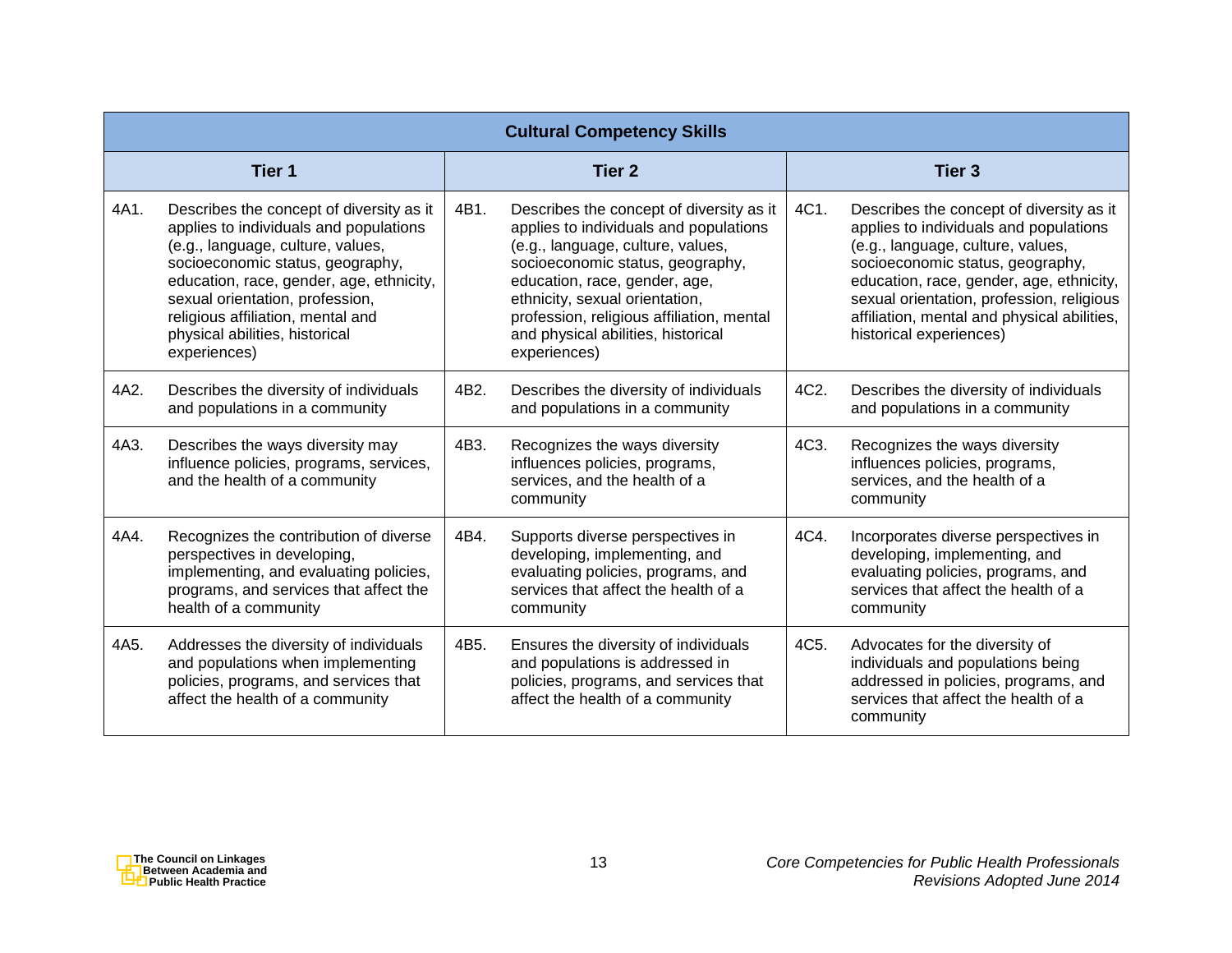| Cultural Competency Skills | | |
|---|---|---|
| **Tier 1** | **Tier 2** | **Tier 3** |
| 4A1. Describes the concept of diversity as it applies to individuals and populations (e.g., language, culture, values, socioeconomic status, geography, education, race, gender, age, ethnicity, sexual orientation, profession, religious affiliation, mental and physical abilities, historical experiences) | 4B1. Describes the concept of diversity as it applies to individuals and populations (e.g., language, culture, values, socioeconomic status, geography, education, race, gender, age, ethnicity, sexual orientation, profession, religious affiliation, mental and physical abilities, historical experiences) | 4C1. Describes the concept of diversity as it applies to individuals and populations (e.g., language, culture, values, socioeconomic status, geography, education, race, gender, age, ethnicity, sexual orientation, profession, religious affiliation, mental and physical abilities, historical experiences) |
| 4A2. Describes the diversity of individuals and populations in a community | 4B2. Describes the diversity of individuals and populations in a community | 4C2. Describes the diversity of individuals and populations in a community |
| 4A3. Describes the ways diversity may influence policies, programs, services, and the health of a community | 4B3. Recognizes the ways diversity influences policies, programs, services, and the health of a community | 4C3. Recognizes the ways diversity influences policies, programs, services, and the health of a community |
| 4A4. Recognizes the contribution of diverse perspectives in developing, implementing, and evaluating policies, programs, and services that affect the health of a community | 4B4. Supports diverse perspectives in developing, implementing, and evaluating policies, programs, and services that affect the health of a community | 4C4. Incorporates diverse perspectives in developing, implementing, and evaluating policies, programs, and services that affect the health of a community |
| 4A5. Addresses the diversity of individuals and populations when implementing policies, programs, and services that affect the health of a community | 4B5. Ensures the diversity of individuals and populations is addressed in policies, programs, and services that affect the health of a community | 4C5. Advocates for the diversity of individuals and populations being addressed in policies, programs, and services that affect the health of a community |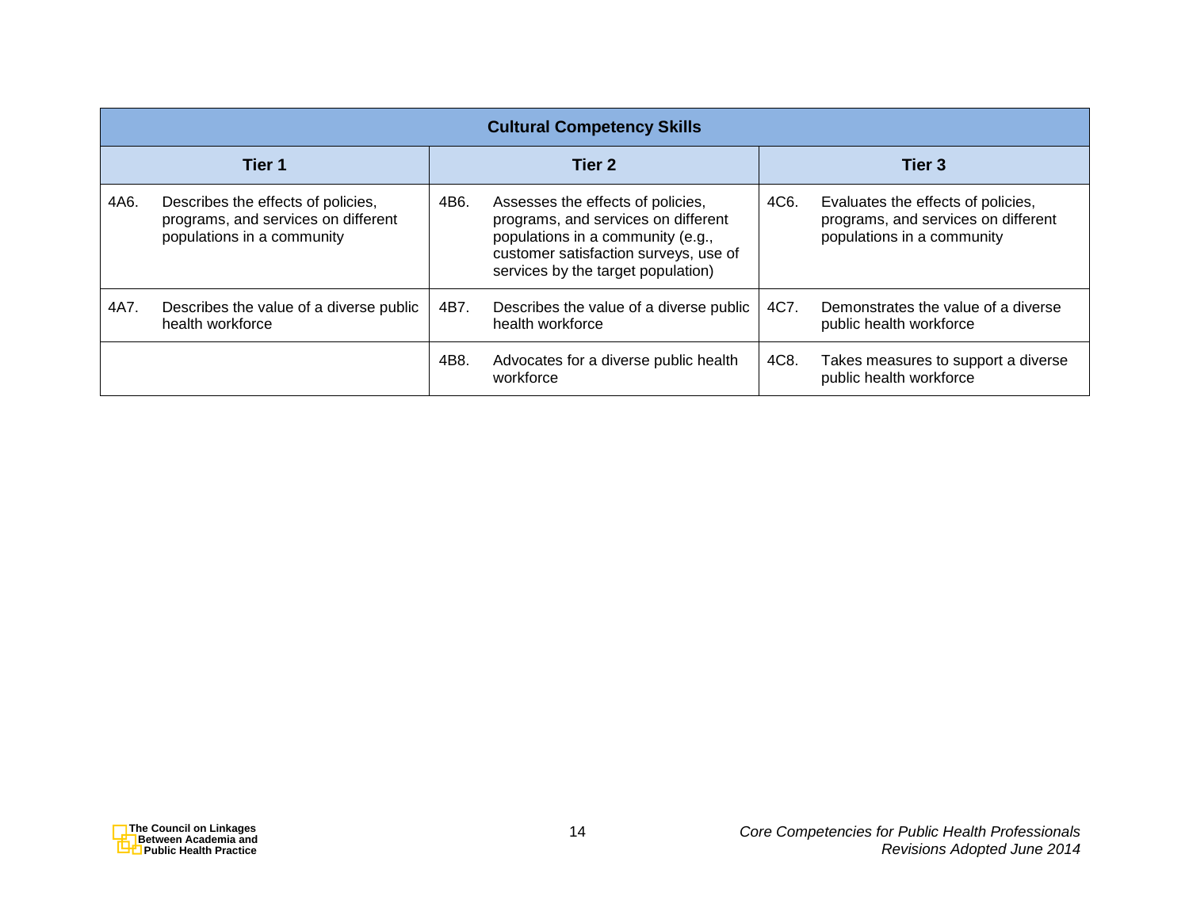| Cultural Competency Skills | | |
|---|---|---|
| **Tier 1** | **Tier 2** | **Tier 3** |
| 4A6. Describes the effects of policies, programs, and services on different populations in a community | 4B6. Assesses the effects of policies, programs, and services on different populations in a community (e.g., customer satisfaction surveys, use of services by the target population) | 4C6. Evaluates the effects of policies, programs, and services on different populations in a community |
| 4A7. Describes the value of a diverse public health workforce | 4B7. Describes the value of a diverse public health workforce | 4C7. Demonstrates the value of a diverse public health workforce |
| | 4B8. Advocates for a diverse public health workforce | 4C8. Takes measures to support a diverse public health workforce |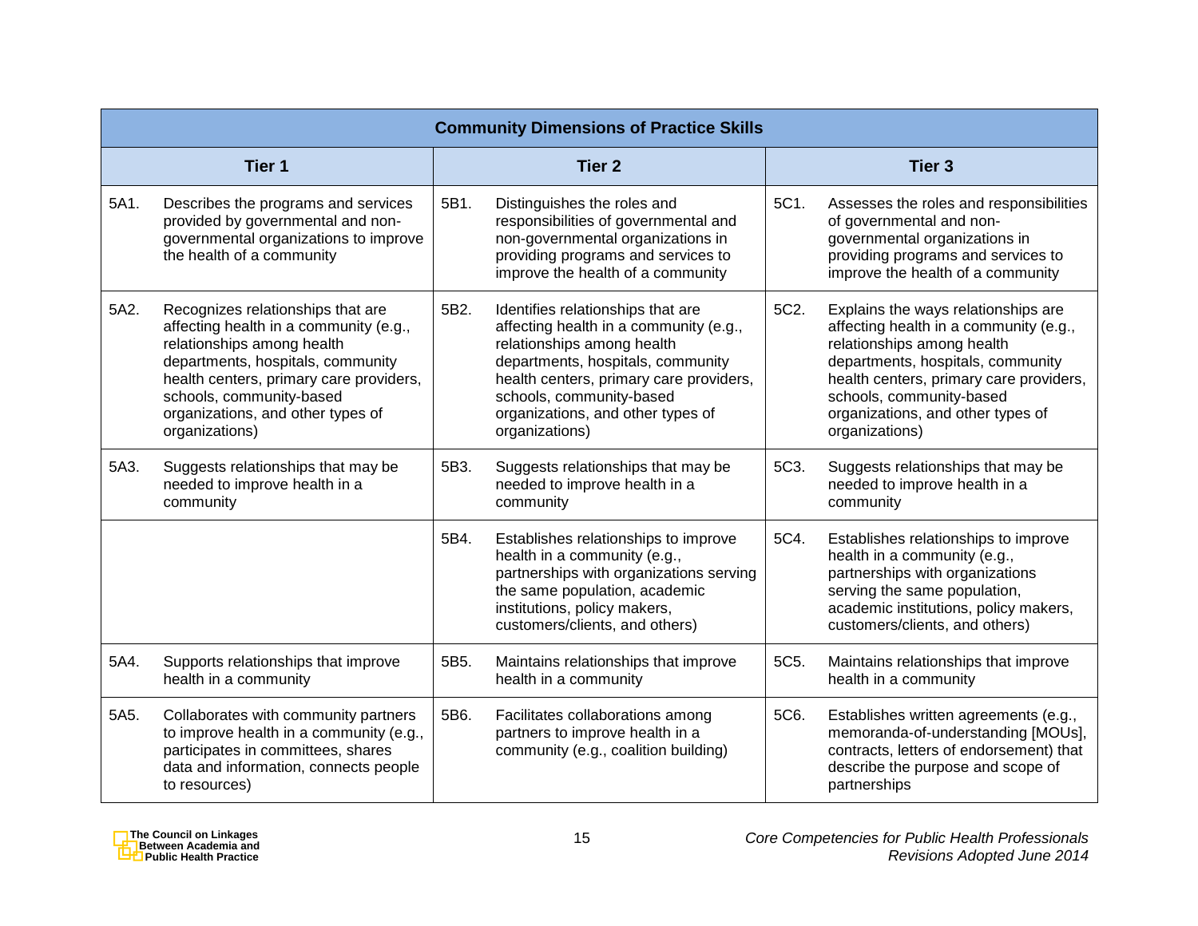| Community Dimensions of Practice Skills | | | | | |
|---|---|---|---|---|---|
| **Tier 1** | | **Tier 2** | | **Tier 3** | |
| 5A1. | Describes the programs and services provided by governmental and non-governmental organizations to improve the health of a community | 5B1. | Distinguishes the roles and responsibilities of governmental and non-governmental organizations in providing programs and services to improve the health of a community | 5C1. | Assesses the roles and responsibilities of governmental and non-governmental organizations in providing programs and services to improve the health of a community |
| 5A2. | Recognizes relationships that are affecting health in a community (e.g., relationships among health departments, hospitals, community health centers, primary care providers, schools, community-based organizations, and other types of organizations) | 5B2. | Identifies relationships that are affecting health in a community (e.g., relationships among health departments, hospitals, community health centers, primary care providers, schools, community-based organizations, and other types of organizations) | 5C2. | Explains the ways relationships are affecting health in a community (e.g., relationships among health departments, hospitals, community health centers, primary care providers, schools, community-based organizations, and other types of organizations) |
| 5A3. | Suggests relationships that may be needed to improve health in a community | 5B3. | Suggests relationships that may be needed to improve health in a community | 5C3. | Suggests relationships that may be needed to improve health in a community |
| | | 5B4. | Establishes relationships to improve health in a community (e.g., partnerships with organizations serving the same population, academic institutions, policy makers, customers/clients, and others) | 5C4. | Establishes relationships to improve health in a community (e.g., partnerships with organizations serving the same population, academic institutions, policy makers, customers/clients, and others) |
| 5A4. | Supports relationships that improve health in a community | 5B5. | Maintains relationships that improve health in a community | 5C5. | Maintains relationships that improve health in a community |
| 5A5. | Collaborates with community partners to improve health in a community (e.g., participates in committees, shares data and information, connects people to resources) | 5B6. | Facilitates collaborations among partners to improve health in a community (e.g., coalition building) | 5C6. | Establishes written agreements (e.g., memoranda-of-understanding [MOUs], contracts, letters of endorsement) that describe the purpose and scope of partnerships |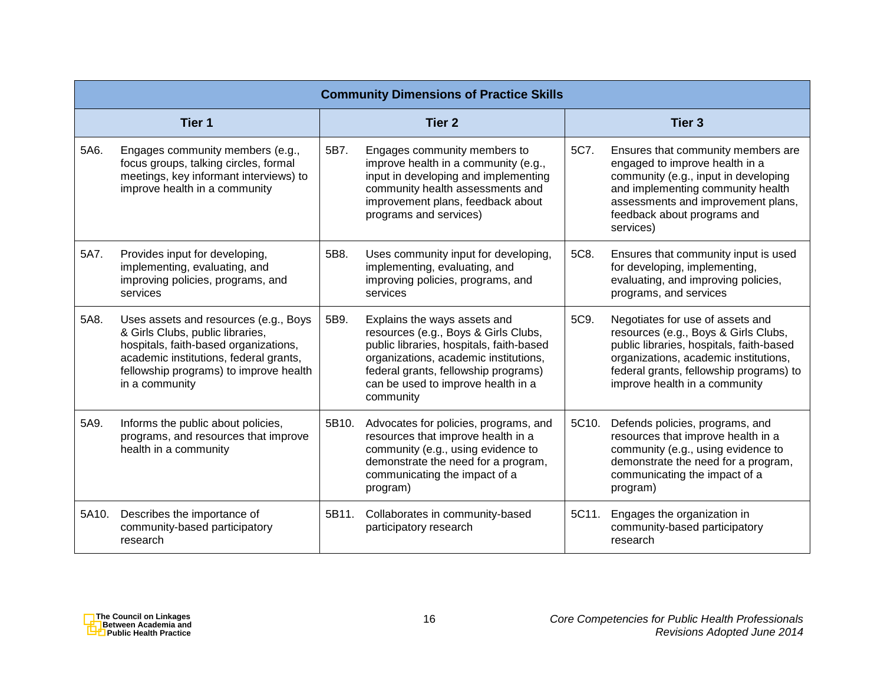| Community Dimensions of Practice Skills | | |
|---|---|---|
| **Tier 1** | **Tier 2** | **Tier 3** |
| 5A6. Engages community members (e.g., focus groups, talking circles, formal meetings, key informant interviews) to improve health in a community | 5B7. Engages community members to improve health in a community (e.g., input in developing and implementing community health assessments and improvement plans, feedback about programs and services) | 5C7. Ensures that community members are engaged to improve health in a community (e.g., input in developing and implementing community health assessments and improvement plans, feedback about programs and services) |
| 5A7. Provides input for developing, implementing, evaluating, and improving policies, programs, and services | 5B8. Uses community input for developing, implementing, evaluating, and improving policies, programs, and services | 5C8. Ensures that community input is used for developing, implementing, evaluating, and improving policies, programs, and services |
| 5A8. Uses assets and resources (e.g., Boys & Girls Clubs, public libraries, hospitals, faith-based organizations, academic institutions, federal grants, fellowship programs) to improve health in a community | 5B9. Explains the ways assets and resources (e.g., Boys & Girls Clubs, public libraries, hospitals, faith-based organizations, academic institutions, federal grants, fellowship programs) can be used to improve health in a community | 5C9. Negotiates for use of assets and resources (e.g., Boys & Girls Clubs, public libraries, hospitals, faith-based organizations, academic institutions, federal grants, fellowship programs) to improve health in a community |
| 5A9. Informs the public about policies, programs, and resources that improve health in a community | 5B10. Advocates for policies, programs, and resources that improve health in a community (e.g., using evidence to demonstrate the need for a program, communicating the impact of a program) | 5C10. Defends policies, programs, and resources that improve health in a community (e.g., using evidence to demonstrate the need for a program, communicating the impact of a program) |
| 5A10. Describes the importance of community-based participatory research | 5B11. Collaborates in community-based participatory research | 5C11. Engages the organization in community-based participatory research |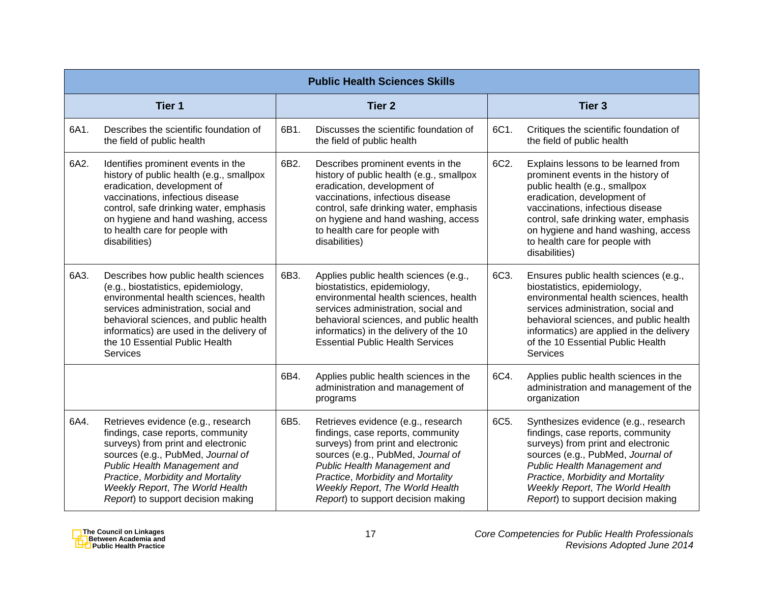| Public Health Sciences Skills | | |
|---|---|---|
| **Tier 1** | **Tier 2** | **Tier 3** |
| 6A1. Describes the scientific foundation of the field of public health | 6B1. Discusses the scientific foundation of the field of public health | 6C1. Critiques the scientific foundation of the field of public health |
| 6A2. Identifies prominent events in the history of public health (e.g., smallpox eradication, development of vaccinations, infectious disease control, safe drinking water, emphasis on hygiene and hand washing, access to health care for people with disabilities) | 6B2. Describes prominent events in the history of public health (e.g., smallpox eradication, development of vaccinations, infectious disease control, safe drinking water, emphasis on hygiene and hand washing, access to health care for people with disabilities) | 6C2. Explains lessons to be learned from prominent events in the history of public health (e.g., smallpox eradication, development of vaccinations, infectious disease control, safe drinking water, emphasis on hygiene and hand washing, access to health care for people with disabilities) |
| 6A3. Describes how public health sciences (e.g., biostatistics, epidemiology, environmental health sciences, health services administration, social and behavioral sciences, and public health informatics) are used in the delivery of the 10 Essential Public Health Services | 6B3. Applies public health sciences (e.g., biostatistics, epidemiology, environmental health sciences, health services administration, social and behavioral sciences, and public health informatics) in the delivery of the 10 Essential Public Health Services | 6C3. Ensures public health sciences (e.g., biostatistics, epidemiology, environmental health sciences, health services administration, social and behavioral sciences, and public health informatics) are applied in the delivery of the 10 Essential Public Health Services |
| | 6B4. Applies public health sciences in the administration and management of programs | 6C4. Applies public health sciences in the administration and management of the organization |
| 6A4. Retrieves evidence (e.g., research findings, case reports, community surveys) from print and electronic sources (e.g., PubMed, *Journal of Public Health Management and Practice*, *Morbidity and Mortality Weekly Report*, *The World Health Report*) to support decision making | 6B5. Retrieves evidence (e.g., research findings, case reports, community surveys) from print and electronic sources (e.g., PubMed, *Journal of Public Health Management and Practice*, *Morbidity and Mortality Weekly Report*, *The World Health Report*) to support decision making | 6C5. Synthesizes evidence (e.g., research findings, case reports, community surveys) from print and electronic sources (e.g., PubMed, *Journal of Public Health Management and Practice*, *Morbidity and Mortality Weekly Report*, *The World Health Report*) to support decision making |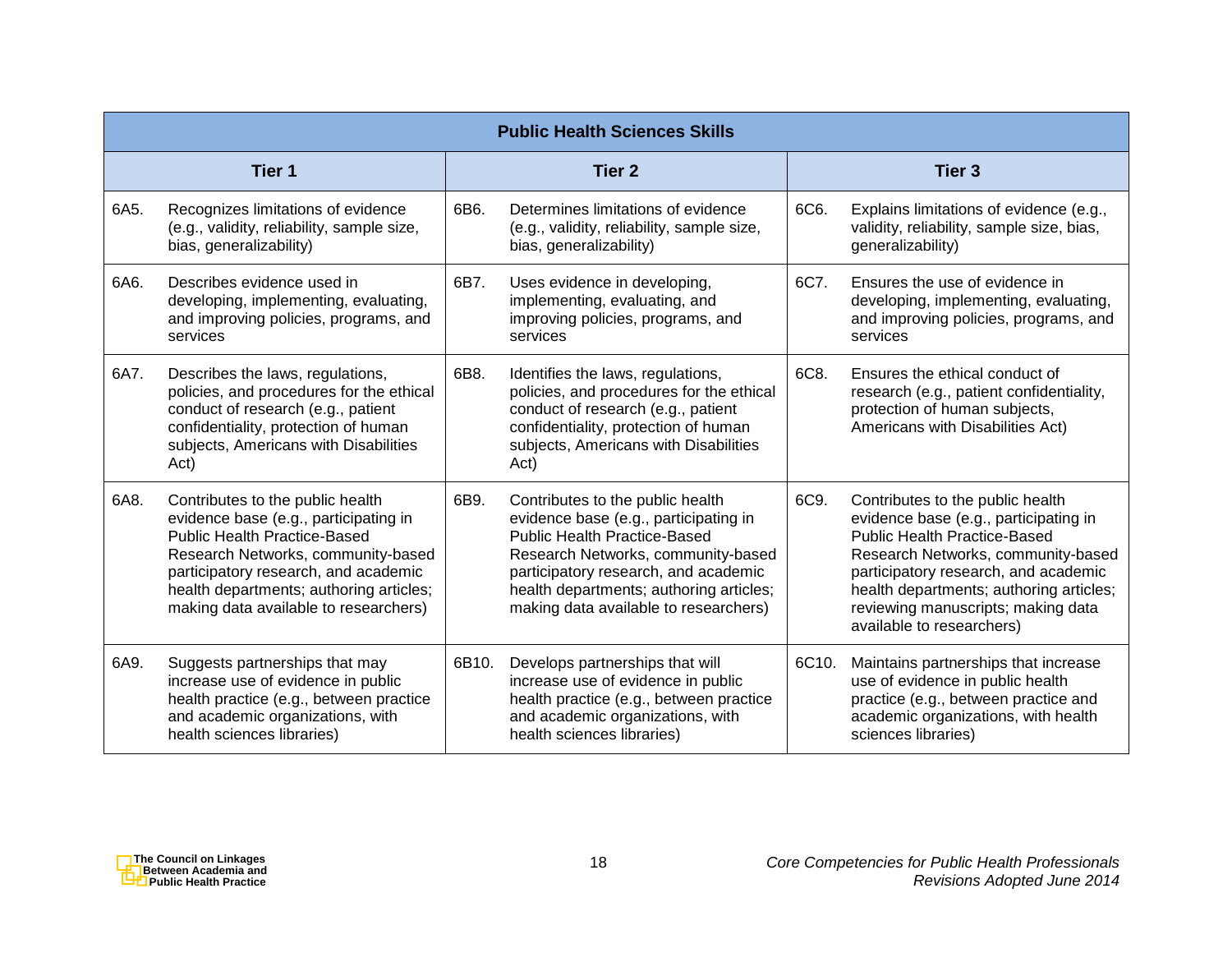| Public Health Sciences Skills | | |
|---|---|---|
| **Tier 1** | **Tier 2** | **Tier 3** |
| 6A5. Recognizes limitations of evidence (e.g., validity, reliability, sample size, bias, generalizability) | 6B6. Determines limitations of evidence (e.g., validity, reliability, sample size, bias, generalizability) | 6C6. Explains limitations of evidence (e.g., validity, reliability, sample size, bias, generalizability) |
| 6A6. Describes evidence used in developing, implementing, evaluating, and improving policies, programs, and services | 6B7. Uses evidence in developing, implementing, evaluating, and improving policies, programs, and services | 6C7. Ensures the use of evidence in developing, implementing, evaluating, and improving policies, programs, and services |
| 6A7. Describes the laws, regulations, policies, and procedures for the ethical conduct of research (e.g., patient confidentiality, protection of human subjects, Americans with Disabilities Act) | 6B8. Identifies the laws, regulations, policies, and procedures for the ethical conduct of research (e.g., patient confidentiality, protection of human subjects, Americans with Disabilities Act) | 6C8. Ensures the ethical conduct of research (e.g., patient confidentiality, protection of human subjects, Americans with Disabilities Act) |
| 6A8. Contributes to the public health evidence base (e.g., participating in Public Health Practice-Based Research Networks, community-based participatory research, and academic health departments; authoring articles; making data available to researchers) | 6B9. Contributes to the public health evidence base (e.g., participating in Public Health Practice-Based Research Networks, community-based participatory research, and academic health departments; authoring articles; making data available to researchers) | 6C9. Contributes to the public health evidence base (e.g., participating in Public Health Practice-Based Research Networks, community-based participatory research, and academic health departments; authoring articles; reviewing manuscripts; making data available to researchers) |
| 6A9. Suggests partnerships that may increase use of evidence in public health practice (e.g., between practice and academic organizations, with health sciences libraries) | 6B10. Develops partnerships that will increase use of evidence in public health practice (e.g., between practice and academic organizations, with health sciences libraries) | 6C10. Maintains partnerships that increase use of evidence in public health practice (e.g., between practice and academic organizations, with health sciences libraries) |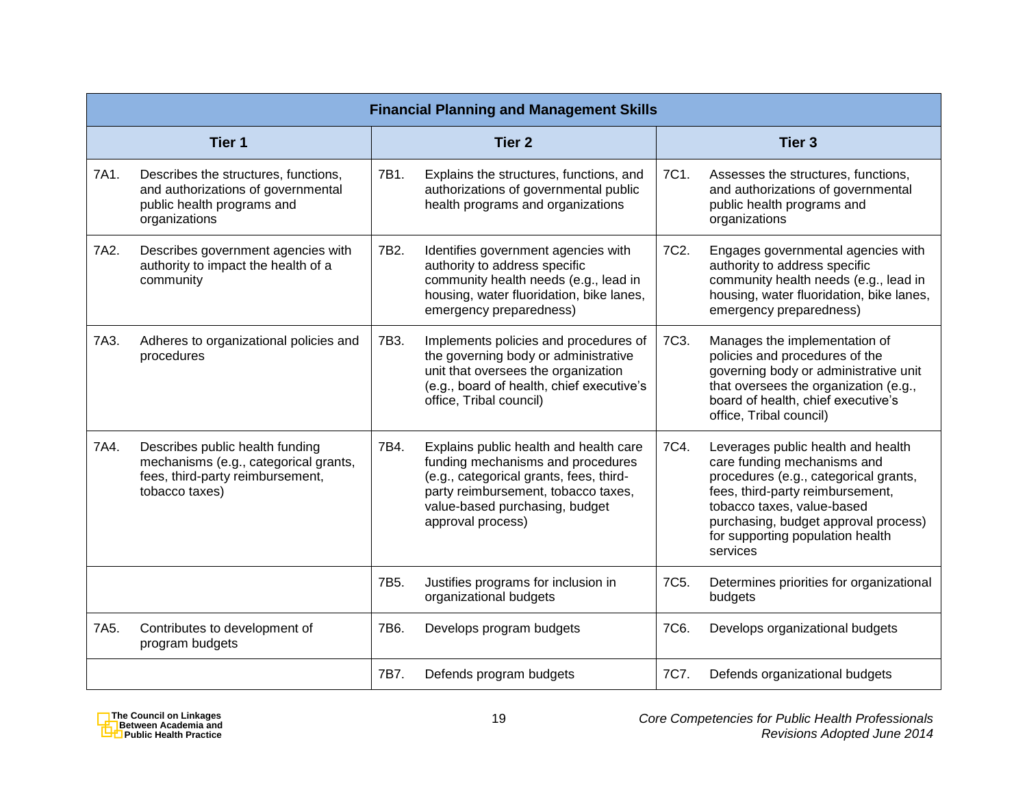| Financial Planning and Management Skills | | |
|---|---|---|
| **Tier 1** | **Tier 2** | **Tier 3** |
| 7A1. Describes the structures, functions, and authorizations of governmental public health programs and organizations | 7B1. Explains the structures, functions, and authorizations of governmental public health programs and organizations | 7C1. Assesses the structures, functions, and authorizations of governmental public health programs and organizations |
| 7A2. Describes government agencies with authority to impact the health of a community | 7B2. Identifies government agencies with authority to address specific community health needs (e.g., lead in housing, water fluoridation, bike lanes, emergency preparedness) | 7C2. Engages governmental agencies with authority to address specific community health needs (e.g., lead in housing, water fluoridation, bike lanes, emergency preparedness) |
| 7A3. Adheres to organizational policies and procedures | 7B3. Implements policies and procedures of the governing body or administrative unit that oversees the organization (e.g., board of health, chief executive's office, Tribal council) | 7C3. Manages the implementation of policies and procedures of the governing body or administrative unit that oversees the organization (e.g., board of health, chief executive's office, Tribal council) |
| 7A4. Describes public health funding mechanisms (e.g., categorical grants, fees, third-party reimbursement, tobacco taxes) | 7B4. Explains public health and health care funding mechanisms and procedures (e.g., categorical grants, fees, third-party reimbursement, tobacco taxes, value-based purchasing, budget approval process) | 7C4. Leverages public health and health care funding mechanisms and procedures (e.g., categorical grants, fees, third-party reimbursement, tobacco taxes, value-based purchasing, budget approval process) for supporting population health services |
| | 7B5. Justifies programs for inclusion in organizational budgets | 7C5. Determines priorities for organizational budgets |
| 7A5. Contributes to development of program budgets | 7B6. Develops program budgets | 7C6. Develops organizational budgets |
| | 7B7. Defends program budgets | 7C7. Defends organizational budgets |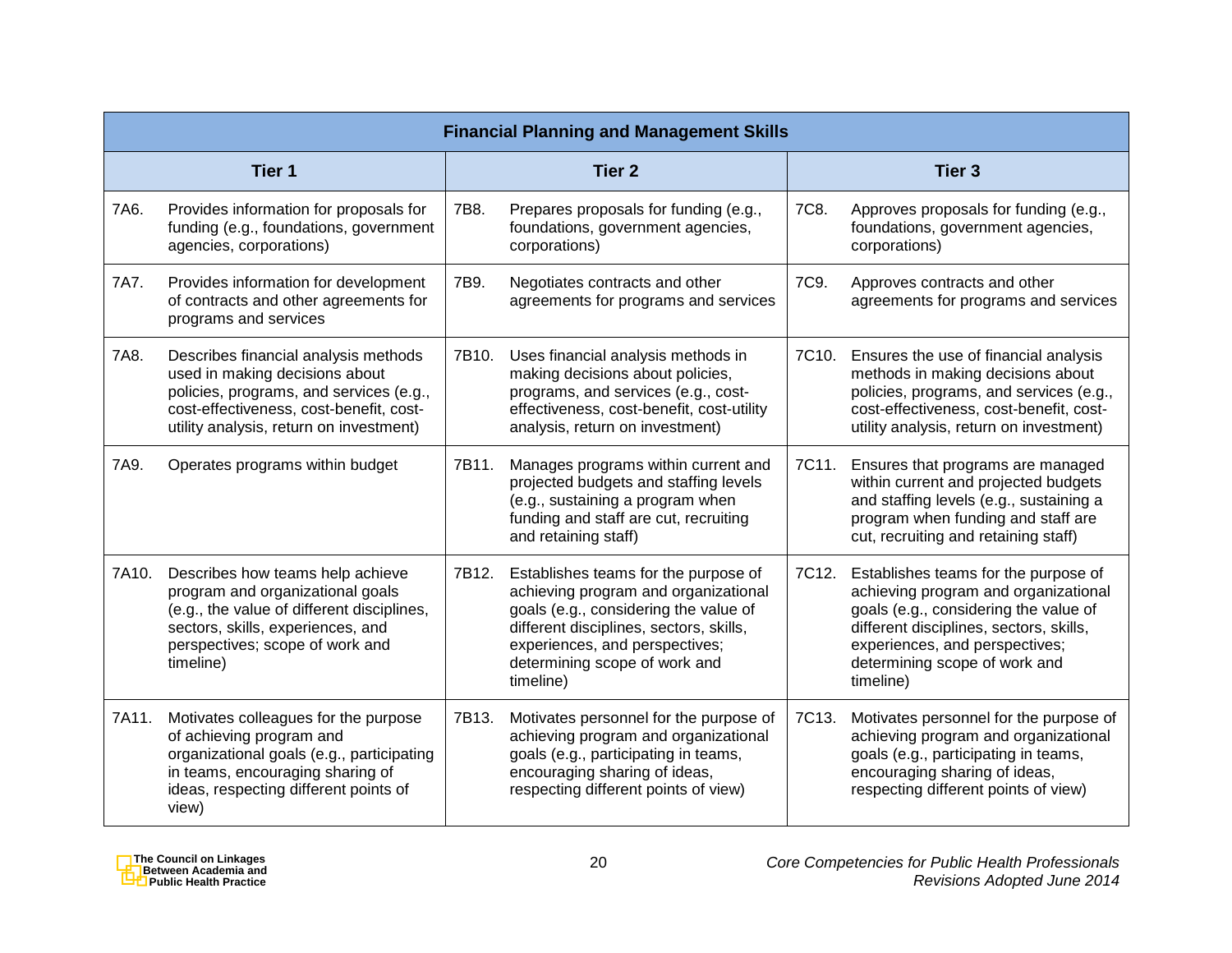| Financial Planning and Management Skills | | |
|---|---|---|
| **Tier 1** | **Tier 2** | **Tier 3** |
| 7A6. Provides information for proposals for funding (e.g., foundations, government agencies, corporations) | 7B8. Prepares proposals for funding (e.g., foundations, government agencies, corporations) | 7C8. Approves proposals for funding (e.g., foundations, government agencies, corporations) |
| 7A7. Provides information for development of contracts and other agreements for programs and services | 7B9. Negotiates contracts and other agreements for programs and services | 7C9. Approves contracts and other agreements for programs and services |
| 7A8. Describes financial analysis methods used in making decisions about policies, programs, and services (e.g., cost-effectiveness, cost-benefit, cost-utility analysis, return on investment) | 7B10. Uses financial analysis methods in making decisions about policies, programs, and services (e.g., cost-effectiveness, cost-benefit, cost-utility analysis, return on investment) | 7C10. Ensures the use of financial analysis methods in making decisions about policies, programs, and services (e.g., cost-effectiveness, cost-benefit, cost-utility analysis, return on investment) |
| 7A9. Operates programs within budget | 7B11. Manages programs within current and projected budgets and staffing levels (e.g., sustaining a program when funding and staff are cut, recruiting and retaining staff) | 7C11. Ensures that programs are managed within current and projected budgets and staffing levels (e.g., sustaining a program when funding and staff are cut, recruiting and retaining staff) |
| 7A10. Describes how teams help achieve program and organizational goals (e.g., the value of different disciplines, sectors, skills, experiences, and perspectives; scope of work and timeline) | 7B12. Establishes teams for the purpose of achieving program and organizational goals (e.g., considering the value of different disciplines, sectors, skills, experiences, and perspectives; determining scope of work and timeline) | 7C12. Establishes teams for the purpose of achieving program and organizational goals (e.g., considering the value of different disciplines, sectors, skills, experiences, and perspectives; determining scope of work and timeline) |
| 7A11. Motivates colleagues for the purpose of achieving program and organizational goals (e.g., participating in teams, encouraging sharing of ideas, respecting different points of view) | 7B13. Motivates personnel for the purpose of achieving program and organizational goals (e.g., participating in teams, encouraging sharing of ideas, respecting different points of view) | 7C13. Motivates personnel for the purpose of achieving program and organizational goals (e.g., participating in teams, encouraging sharing of ideas, respecting different points of view) |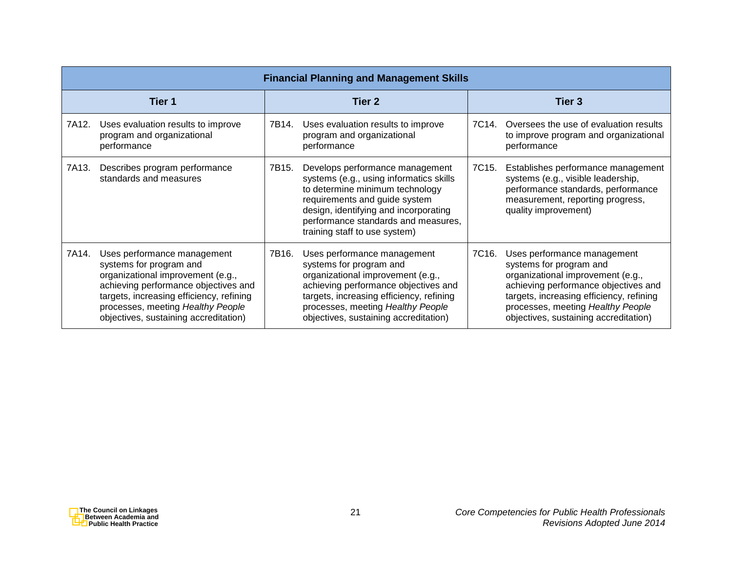| Financial Planning and Management Skills | | |
|---|---|---|
| **Tier 1** | **Tier 2** | **Tier 3** |
| 7A12. Uses evaluation results to improve program and organizational performance | 7B14. Uses evaluation results to improve program and organizational performance | 7C14. Oversees the use of evaluation results to improve program and organizational performance |
| 7A13. Describes program performance standards and measures | 7B15. Develops performance management systems (e.g., using informatics skills to determine minimum technology requirements and guide system design, identifying and incorporating performance standards and measures, training staff to use system) | 7C15. Establishes performance management systems (e.g., visible leadership, performance standards, performance measurement, reporting progress, quality improvement) |
| 7A14. Uses performance management systems for program and organizational improvement (e.g., achieving performance objectives and targets, increasing efficiency, refining processes, meeting *Healthy People* objectives, sustaining accreditation) | 7B16. Uses performance management systems for program and organizational improvement (e.g., achieving performance objectives and targets, increasing efficiency, refining processes, meeting *Healthy People* objectives, sustaining accreditation) | 7C16. Uses performance management systems for program and organizational improvement (e.g., achieving performance objectives and targets, increasing efficiency, refining processes, meeting *Healthy People* objectives, sustaining accreditation) |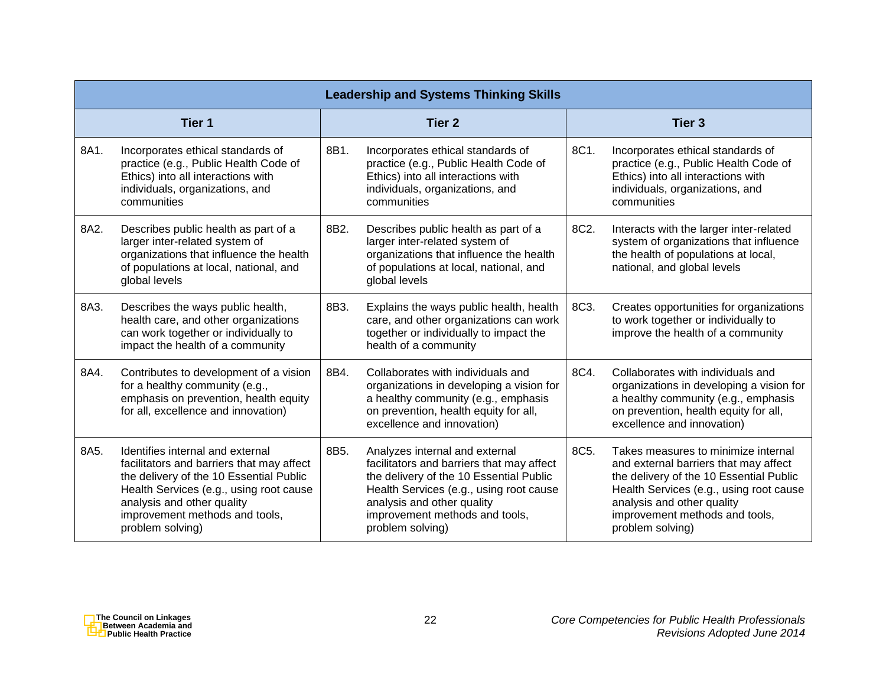| Leadership and Systems Thinking Skills | | |
|---|---|---|
| **Tier 1** | **Tier 2** | **Tier 3** |
| 8A1. Incorporates ethical standards of practice (e.g., Public Health Code of Ethics) into all interactions with individuals, organizations, and communities | 8B1. Incorporates ethical standards of practice (e.g., Public Health Code of Ethics) into all interactions with individuals, organizations, and communities | 8C1. Incorporates ethical standards of practice (e.g., Public Health Code of Ethics) into all interactions with individuals, organizations, and communities |
| 8A2. Describes public health as part of a larger inter-related system of organizations that influence the health of populations at local, national, and global levels | 8B2. Describes public health as part of a larger inter-related system of organizations that influence the health of populations at local, national, and global levels | 8C2. Interacts with the larger inter-related system of organizations that influence the health of populations at local, national, and global levels |
| 8A3. Describes the ways public health, health care, and other organizations can work together or individually to impact the health of a community | 8B3. Explains the ways public health, health care, and other organizations can work together or individually to impact the health of a community | 8C3. Creates opportunities for organizations to work together or individually to improve the health of a community |
| 8A4. Contributes to development of a vision for a healthy community (e.g., emphasis on prevention, health equity for all, excellence and innovation) | 8B4. Collaborates with individuals and organizations in developing a vision for a healthy community (e.g., emphasis on prevention, health equity for all, excellence and innovation) | 8C4. Collaborates with individuals and organizations in developing a vision for a healthy community (e.g., emphasis on prevention, health equity for all, excellence and innovation) |
| 8A5. Identifies internal and external facilitators and barriers that may affect the delivery of the 10 Essential Public Health Services (e.g., using root cause analysis and other quality improvement methods and tools, problem solving) | 8B5. Analyzes internal and external facilitators and barriers that may affect the delivery of the 10 Essential Public Health Services (e.g., using root cause analysis and other quality improvement methods and tools, problem solving) | 8C5. Takes measures to minimize internal and external barriers that may affect the delivery of the 10 Essential Public Health Services (e.g., using root cause analysis and other quality improvement methods and tools, problem solving) |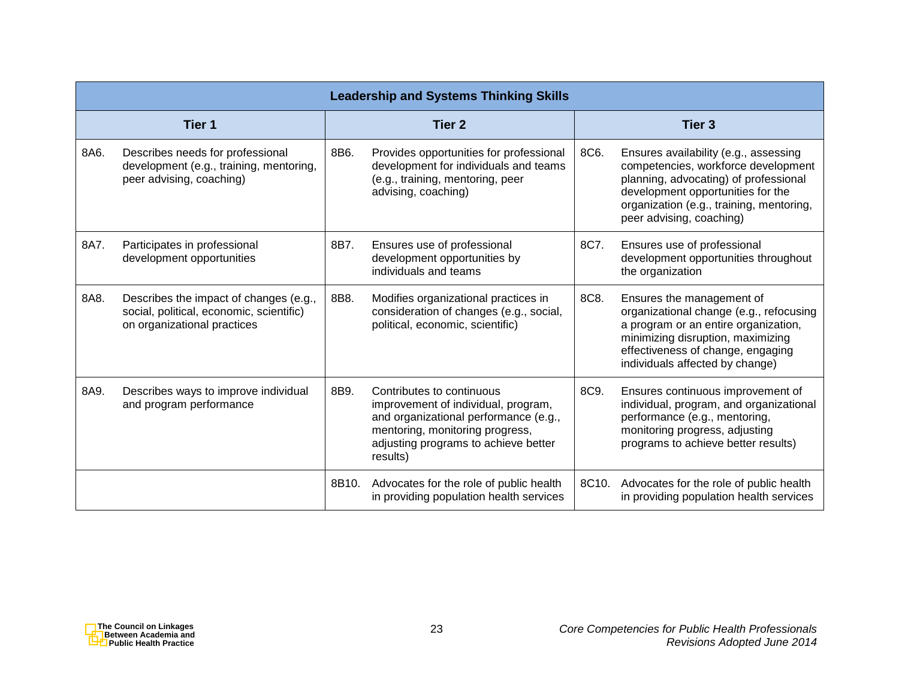| Leadership and Systems Thinking Skills | | |
|---|---|---|
| **Tier 1** | **Tier 2** | **Tier 3** |
| 8A6. Describes needs for professional development (e.g., training, mentoring, peer advising, coaching) | 8B6. Provides opportunities for professional development for individuals and teams (e.g., training, mentoring, peer advising, coaching) | 8C6. Ensures availability (e.g., assessing competencies, workforce development planning, advocating) of professional development opportunities for the organization (e.g., training, mentoring, peer advising, coaching) |
| 8A7. Participates in professional development opportunities | 8B7. Ensures use of professional development opportunities by individuals and teams | 8C7. Ensures use of professional development opportunities throughout the organization |
| 8A8. Describes the impact of changes (e.g., social, political, economic, scientific) on organizational practices | 8B8. Modifies organizational practices in consideration of changes (e.g., social, political, economic, scientific) | 8C8. Ensures the management of organizational change (e.g., refocusing a program or an entire organization, minimizing disruption, maximizing effectiveness of change, engaging individuals affected by change) |
| 8A9. Describes ways to improve individual and program performance | 8B9. Contributes to continuous improvement of individual, program, and organizational performance (e.g., mentoring, monitoring progress, adjusting programs to achieve better results) | 8C9. Ensures continuous improvement of individual, program, and organizational performance (e.g., mentoring, monitoring progress, adjusting programs to achieve better results) |
| | 8B10. Advocates for the role of public health in providing population health services | 8C10. Advocates for the role of public health in providing population health services |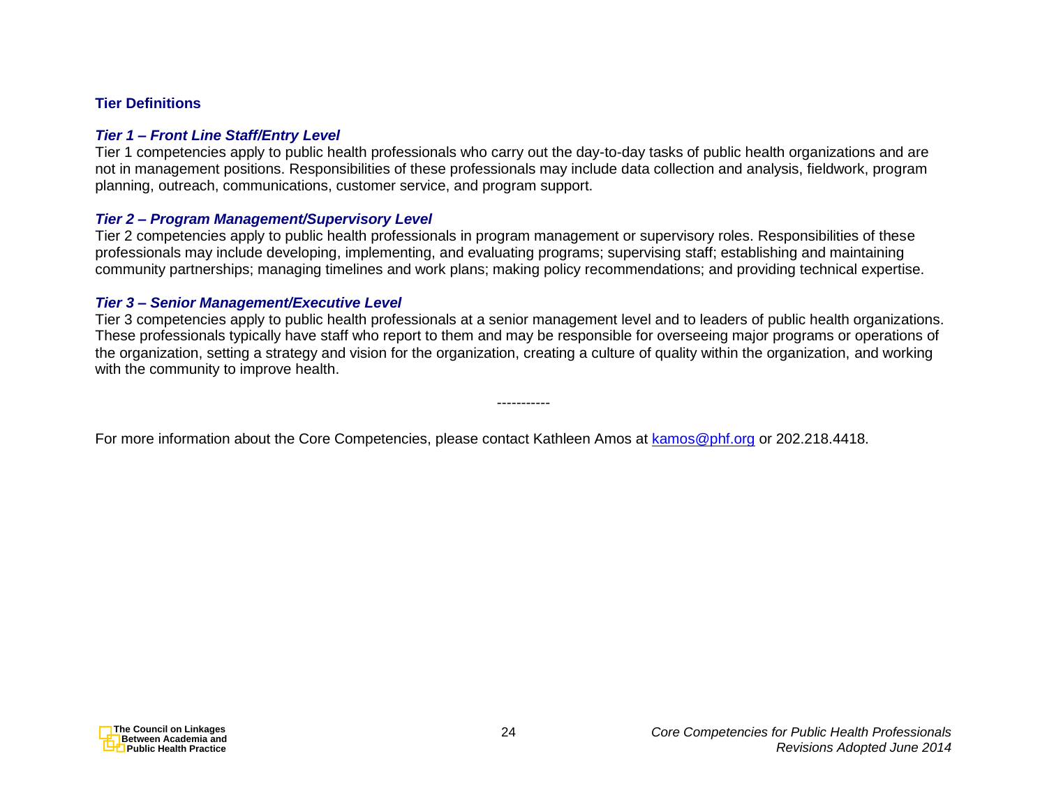## Tier Definitions

### *Tier 1 – Front Line Staff/Entry Level*

Tier 1 competencies apply to public health professionals who carry out the day-to-day tasks of public health organizations and are not in management positions. Responsibilities of these professionals may include data collection and analysis, fieldwork, program planning, outreach, communications, customer service, and program support.

### *Tier 2 – Program Management/Supervisory Level*

Tier 2 competencies apply to public health professionals in program management or supervisory roles. Responsibilities of these professionals may include developing, implementing, and evaluating programs; supervising staff; establishing and maintaining community partnerships; managing timelines and work plans; making policy recommendations; and providing technical expertise.

### *Tier 3 – Senior Management/Executive Level*

Tier 3 competencies apply to public health professionals at a senior management level and to leaders of public health organizations. These professionals typically have staff who report to them and may be responsible for overseeing major programs or operations of the organization, setting a strategy and vision for the organization, creating a culture of quality within the organization, and working with the community to improve health.

-----------

For more information about the Core Competencies, please contact Kathleen Amos at kamos@phf.org or 202.218.4418.